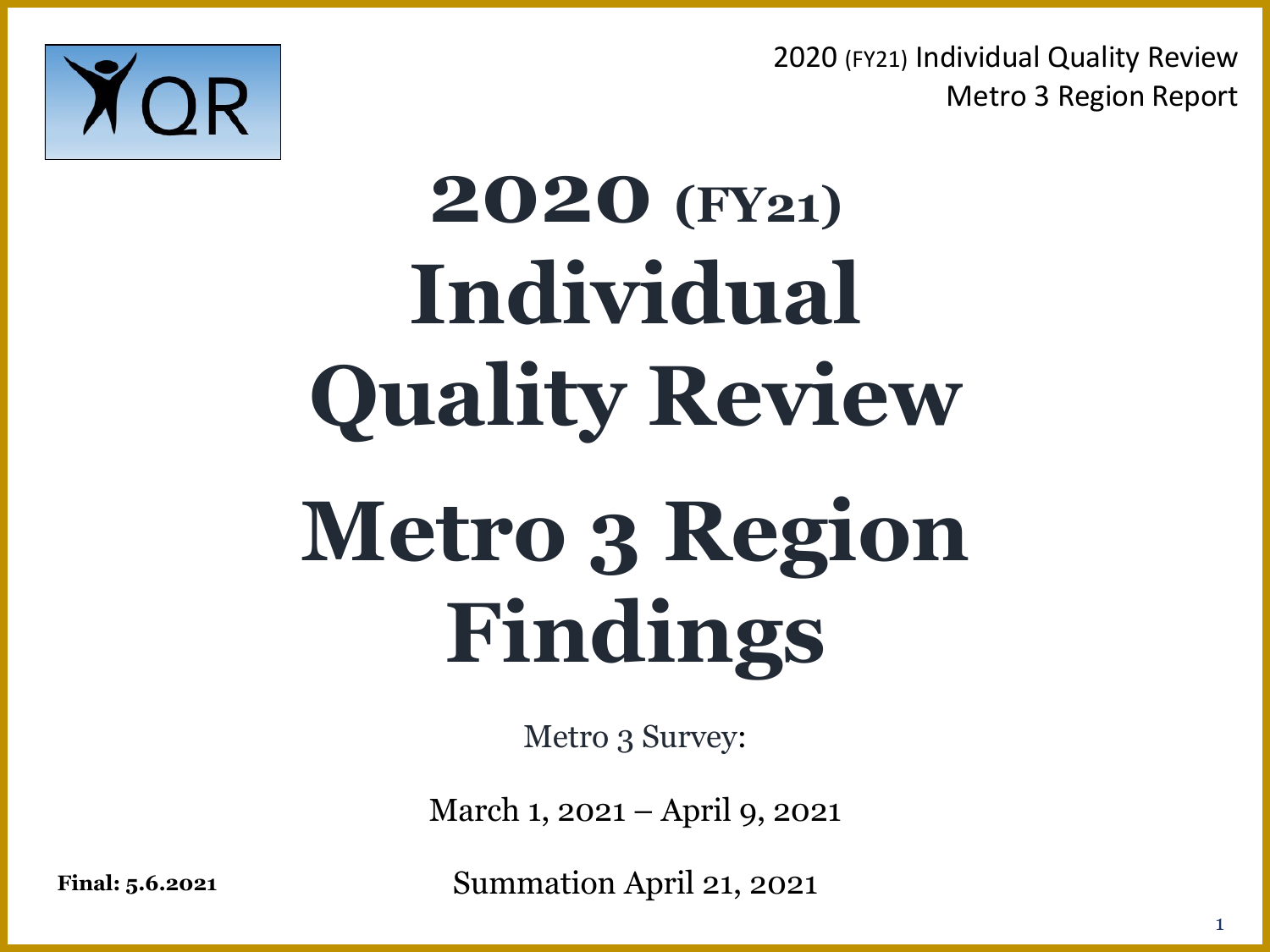# 2020 (FY21) Individual Quality Review

# Metro 3 Region Findings

Metro 3 Survey:

March 1, 2021 – April 9, 2021

Summation April 21, 2021

**Final: 5.6.2021**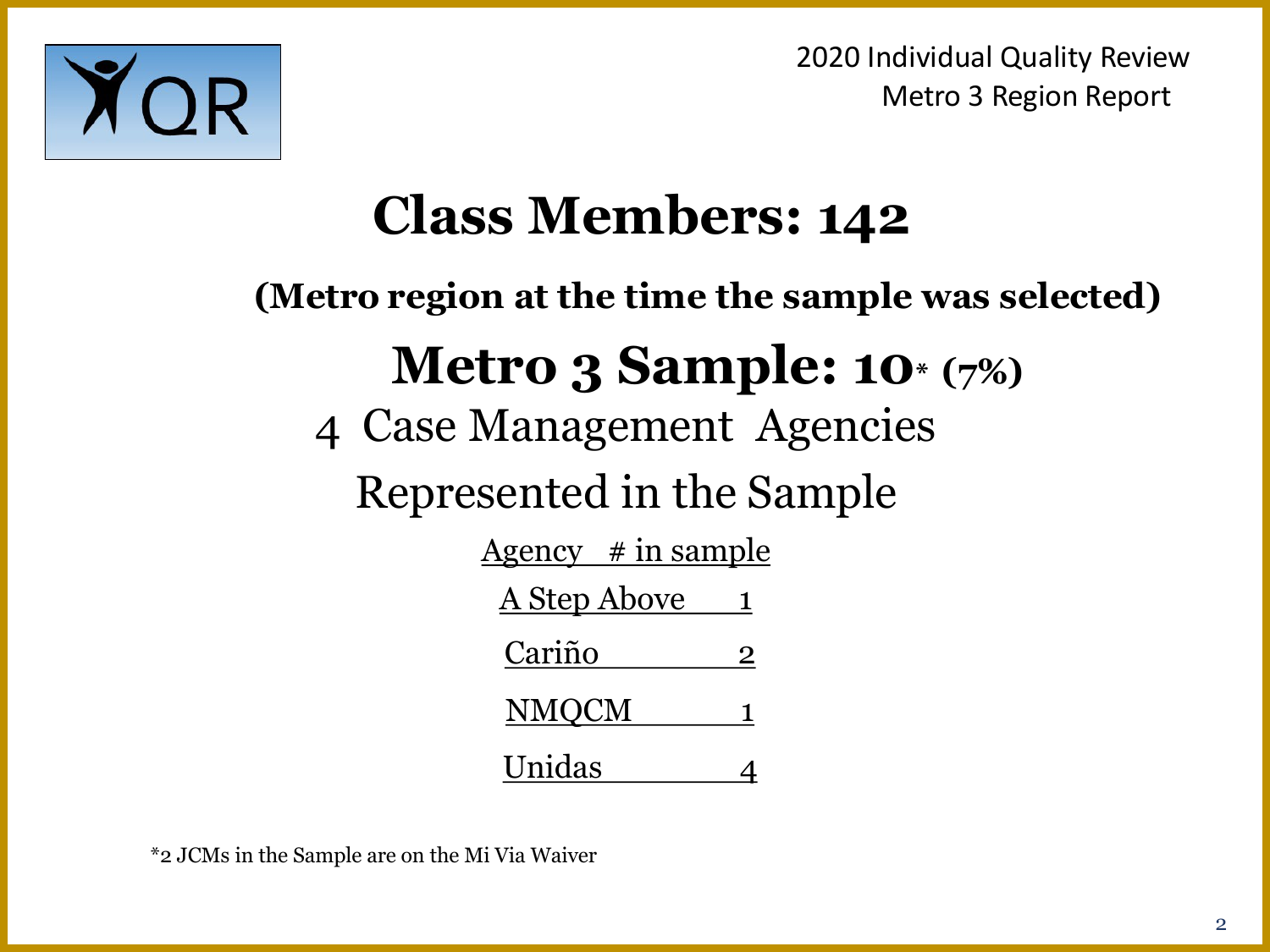2020 Individual Quality Review
Metro 3 Region Report

# Class Members: 142

**(Metro region at the time the sample was selected)**

## Metro 3 Sample: 10* (7%)

4 Case Management Agencies Represented in the Sample

| Agency | # in sample |
|---|---|
| A Step Above | 1 |
| Cariño | 2 |
| NMQCM | 1 |
| Unidas | 4 |

*2 JCMs in the Sample are on the Mi Via Waiver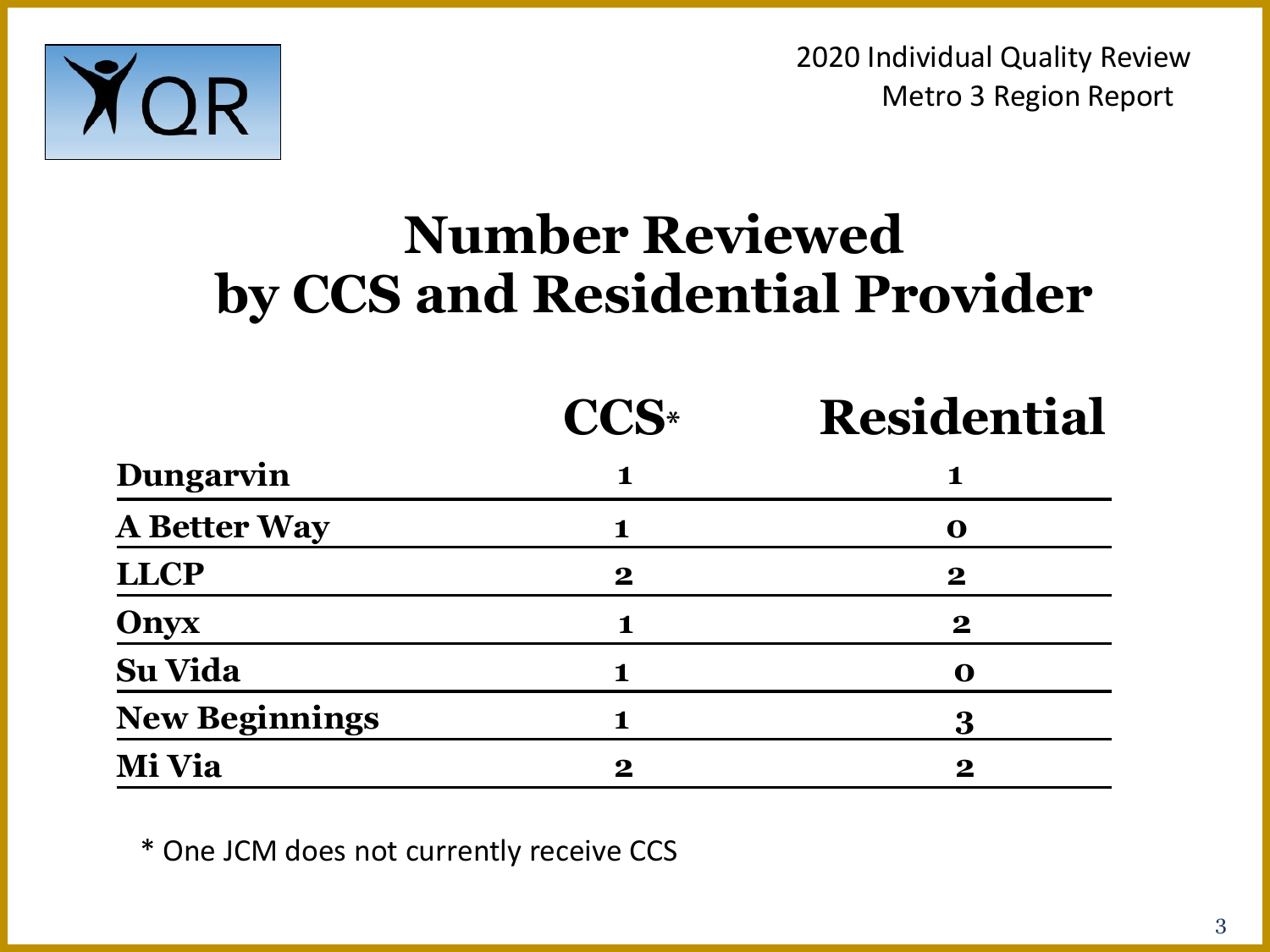# Number Reviewed by CCS and Residential Provider

| | CCS* | Residential |
|---|---|---|
| Dungarvin | 1 | 1 |
| A Better Way | 1 | 0 |
| LLCP | 2 | 2 |
| Onyx | 1 | 2 |
| Su Vida | 1 | 0 |
| New Beginnings | 1 | 3 |
| Mi Via | 2 | 2 |

* One JCM does not currently receive CCS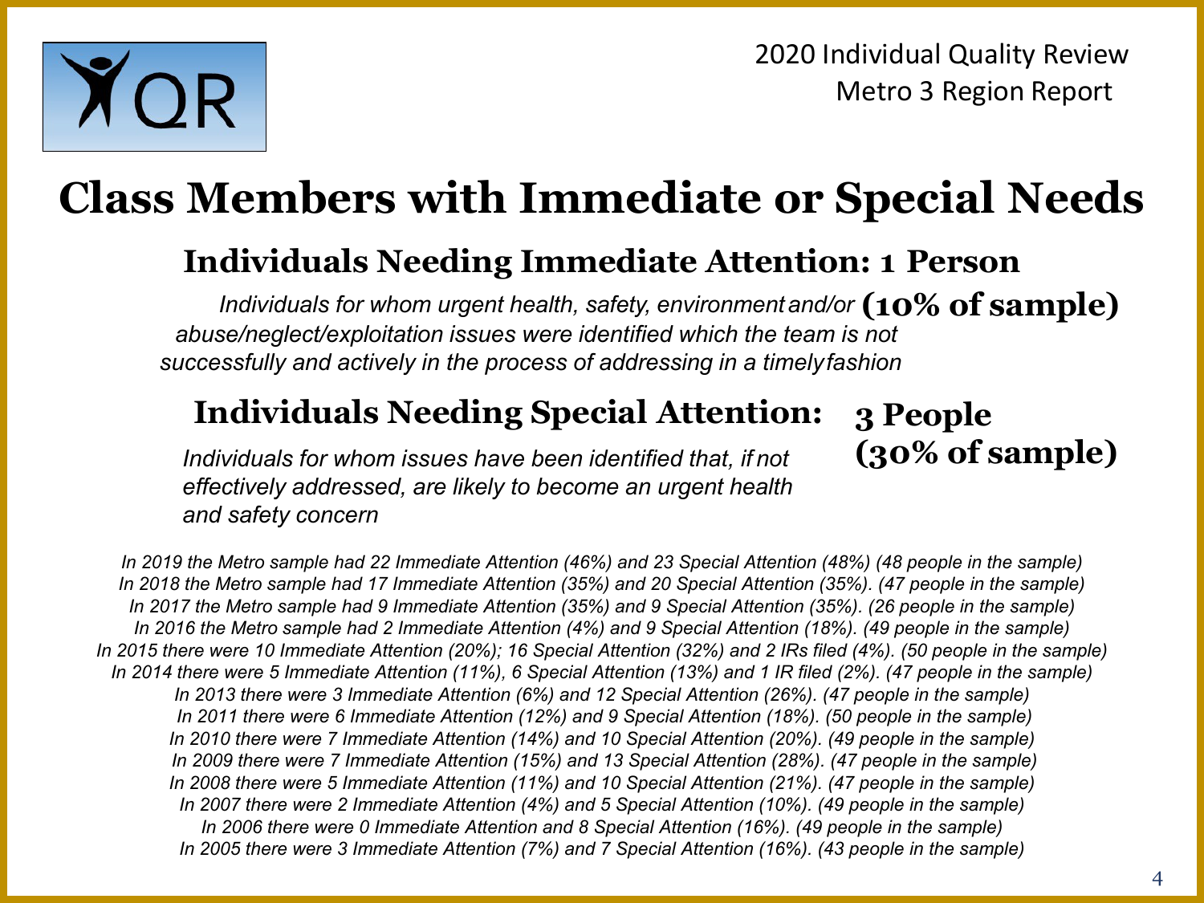# Class Members with Immediate or Special Needs

## Individuals Needing Immediate Attention: 1 Person

**(10% of sample)**

*Individuals for whom urgent health, safety, environment and/or abuse/neglect/exploitation issues were identified which the team is not successfully and actively in the process of addressing in a timely fashion*

## Individuals Needing Special Attention: 3 People (30% of sample)

*Individuals for whom issues have been identified that, if not effectively addressed, are likely to become an urgent health and safety concern*

*In 2019 the Metro sample had 22 Immediate Attention (46%) and 23 Special Attention (48%) (48 people in the sample)*
*In 2018 the Metro sample had 17 Immediate Attention (35%) and 20 Special Attention (35%). (47 people in the sample)*
*In 2017 the Metro sample had 9 Immediate Attention (35%) and 9 Special Attention (35%). (26 people in the sample)*
*In 2016 the Metro sample had 2 Immediate Attention (4%) and 9 Special Attention (18%). (49 people in the sample)*
*In 2015 there were 10 Immediate Attention (20%); 16 Special Attention (32%) and 2 IRs filed (4%). (50 people in the sample)*
*In 2014 there were 5 Immediate Attention (11%), 6 Special Attention (13%) and 1 IR filed (2%). (47 people in the sample)*
*In 2013 there were 3 Immediate Attention (6%) and 12 Special Attention (26%). (47 people in the sample)*
*In 2011 there were 6 Immediate Attention (12%) and 9 Special Attention (18%). (50 people in the sample)*
*In 2010 there were 7 Immediate Attention (14%) and 10 Special Attention (20%). (49 people in the sample)*
*In 2009 there were 7 Immediate Attention (15%) and 13 Special Attention (28%). (47 people in the sample)*
*In 2008 there were 5 Immediate Attention (11%) and 10 Special Attention (21%). (47 people in the sample)*
*In 2007 there were 2 Immediate Attention (4%) and 5 Special Attention (10%). (49 people in the sample)*
*In 2006 there were 0 Immediate Attention and 8 Special Attention (16%). (49 people in the sample)*
*In 2005 there were 3 Immediate Attention (7%) and 7 Special Attention (16%). (43 people in the sample)*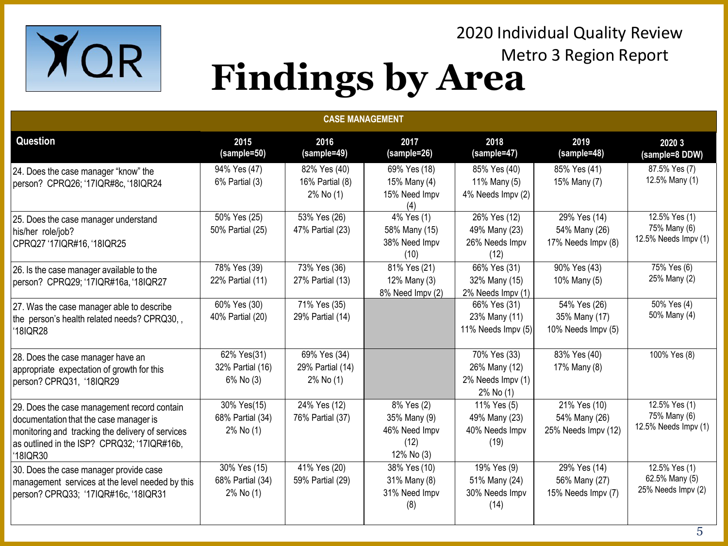2020 Individual Quality Review

Metro 3 Region Report

# Findings by Area

| CASE MANAGEMENT | | | | | | |
|---|---|---|---|---|---|---|
| **Question** | **2015 (sample=50)** | **2016 (sample=49)** | **2017 (sample=26)** | **2018 (sample=47)** | **2019 (sample=48)** | **2020 3 (sample=8 DDW)** |
| 24. Does the case manager "know" the person? CPRQ26; '17IQR#8c, '18IQR24 | 94% Yes (47) 6% Partial (3) | 82% Yes (40) 16% Partial (8) 2% No (1) | 69% Yes (18) 15% Many (4) 15% Need Impv (4) | 85% Yes (40) 11% Many (5) 4% Needs Impv (2) | 85% Yes (41) 15% Many (7) | 87.5% Yes (7) 12.5% Many (1) |
| 25. Does the case manager understand his/her role/job? CPRQ27 '17IQR#16, '18IQR25 | 50% Yes (25) 50% Partial (25) | 53% Yes (26) 47% Partial (23) | 4% Yes (1) 58% Many (15) 38% Need Impv (10) | 26% Yes (12) 49% Many (23) 26% Needs Impv (12) | 29% Yes (14) 54% Many (26) 17% Needs Impv (8) | 12.5% Yes (1) 75% Many (6) 12.5% Needs Impv (1) |
| 26. Is the case manager available to the person? CPRQ29; '17IQR#16a, '18IQR27 | 78% Yes (39) 22% Partial (11) | 73% Yes (36) 27% Partial (13) | 81% Yes (21) 12% Many (3) 8% Need Impv (2) | 66% Yes (31) 32% Many (15) 2% Needs Impv (1) | 90% Yes (43) 10% Many (5) | 75% Yes (6) 25% Many (2) |
| 27. Was the case manager able to describe the person's health related needs? CPRQ30, , '18IQR28 | 60% Yes (30) 40% Partial (20) | 71% Yes (35) 29% Partial (14) | | 66% Yes (31) 23% Many (11) 11% Needs Impv (5) | 54% Yes (26) 35% Many (17) 10% Needs Impv (5) | 50% Yes (4) 50% Many (4) |
| 28. Does the case manager have an appropriate expectation of growth for this person? CPRQ31, '18IQR29 | 62% Yes(31) 32% Partial (16) 6% No (3) | 69% Yes (34) 29% Partial (14) 2% No (1) | | 70% Yes (33) 26% Many (12) 2% Needs Impv (1) 2% No (1) | 83% Yes (40) 17% Many (8) | 100% Yes (8) |
| 29. Does the case management record contain documentation that the case manager is monitoring and tracking the delivery of services as outlined in the ISP? CPRQ32; '17IQR#16b, '18IQR30 | 30% Yes(15) 68% Partial (34) 2% No (1) | 24% Yes (12) 76% Partial (37) | 8% Yes (2) 35% Many (9) 46% Need Impv (12) 12% No (3) | 11% Yes (5) 49% Many (23) 40% Needs Impv (19) | 21% Yes (10) 54% Many (26) 25% Needs Impv (12) | 12.5% Yes (1) 75% Many (6) 12.5% Needs Impv (1) |
| 30. Does the case manager provide case management services at the level needed by this person? CPRQ33; '17IQR#16c, '18IQR31 | 30% Yes (15) 68% Partial (34) 2% No (1) | 41% Yes (20) 59% Partial (29) | 38% Yes (10) 31% Many (8) 31% Need Impv (8) | 19% Yes (9) 51% Many (24) 30% Needs Impv (14) | 29% Yes (14) 56% Many (27) 15% Needs Impv (7) | 12.5% Yes (1) 62.5% Many (5) 25% Needs Impv (2) |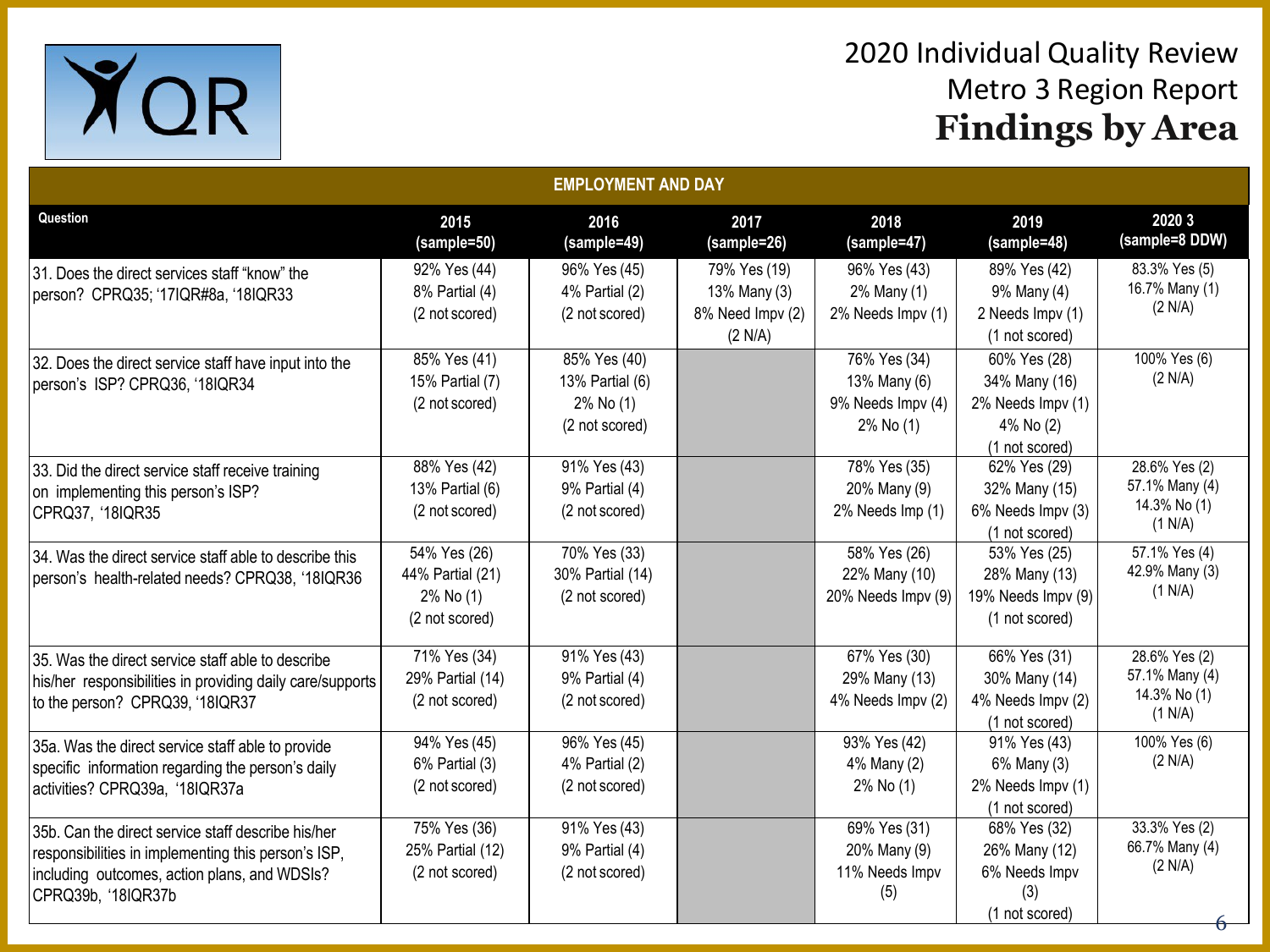# 2020 Individual Quality Review
## Metro 3 Region Report
## Findings by Area

| EMPLOYMENT AND DAY | | | | | | |
|---|---|---|---|---|---|---|
| **Question** | **2015 (sample=50)** | **2016 (sample=49)** | **2017 (sample=26)** | **2018 (sample=47)** | **2019 (sample=48)** | **2020 3 (sample=8 DDW)** |
| 31. Does the direct services staff "know" the person? CPRQ35; '17IQR#8a, '18IQR33 | 92% Yes (44) 8% Partial (4) (2 not scored) | 96% Yes (45) 4% Partial (2) (2 not scored) | 79% Yes (19) 13% Many (3) 8% Need Impv (2) (2 N/A) | 96% Yes (43) 2% Many (1) 2% Needs Impv (1) | 89% Yes (42) 9% Many (4) 2 Needs Impv (1) (1 not scored) | 83.3% Yes (5) 16.7% Many (1) (2 N/A) |
| 32. Does the direct service staff have input into the person's ISP? CPRQ36, '18IQR34 | 85% Yes (41) 15% Partial (7) (2 not scored) | 85% Yes (40) 13% Partial (6) 2% No (1) (2 not scored) | | 76% Yes (34) 13% Many (6) 9% Needs Impv (4) 2% No (1) | 60% Yes (28) 34% Many (16) 2% Needs Impv (1) 4% No (2) (1 not scored) | 100% Yes (6) (2 N/A) |
| 33. Did the direct service staff receive training on implementing this person's ISP? CPRQ37, '18IQR35 | 88% Yes (42) 13% Partial (6) (2 not scored) | 91% Yes (43) 9% Partial (4) (2 not scored) | | 78% Yes (35) 20% Many (9) 2% Needs Imp (1) | 62% Yes (29) 32% Many (15) 6% Needs Impv (3) (1 not scored) | 28.6% Yes (2) 57.1% Many (4) 14.3% No (1) (1 N/A) |
| 34. Was the direct service staff able to describe this person's health-related needs? CPRQ38, '18IQR36 | 54% Yes (26) 44% Partial (21) 2% No (1) (2 not scored) | 70% Yes (33) 30% Partial (14) (2 not scored) | | 58% Yes (26) 22% Many (10) 20% Needs Impv (9) | 53% Yes (25) 28% Many (13) 19% Needs Impv (9) (1 not scored) | 57.1% Yes (4) 42.9% Many (3) (1 N/A) |
| 35. Was the direct service staff able to describe his/her responsibilities in providing daily care/supports to the person? CPRQ39, '18IQR37 | 71% Yes (34) 29% Partial (14) (2 not scored) | 91% Yes (43) 9% Partial (4) (2 not scored) | | 67% Yes (30) 29% Many (13) 4% Needs Impv (2) | 66% Yes (31) 30% Many (14) 4% Needs Impv (2) (1 not scored) | 28.6% Yes (2) 57.1% Many (4) 14.3% No (1) (1 N/A) |
| 35a. Was the direct service staff able to provide specific information regarding the person's daily activities? CPRQ39a, '18IQR37a | 94% Yes (45) 6% Partial (3) (2 not scored) | 96% Yes (45) 4% Partial (2) (2 not scored) | | 93% Yes (42) 4% Many (2) 2% No (1) | 91% Yes (43) 6% Many (3) 2% Needs Impv (1) (1 not scored) | 100% Yes (6) (2 N/A) |
| 35b. Can the direct service staff describe his/her responsibilities in implementing this person's ISP, including outcomes, action plans, and WDSIs? CPRQ39b, '18IQR37b | 75% Yes (36) 25% Partial (12) (2 not scored) | 91% Yes (43) 9% Partial (4) (2 not scored) | | 69% Yes (31) 20% Many (9) 11% Needs Impv (5) | 68% Yes (32) 26% Many (12) 6% Needs Impv (3) (1 not scored) | 33.3% Yes (2) 66.7% Many (4) (2 N/A) |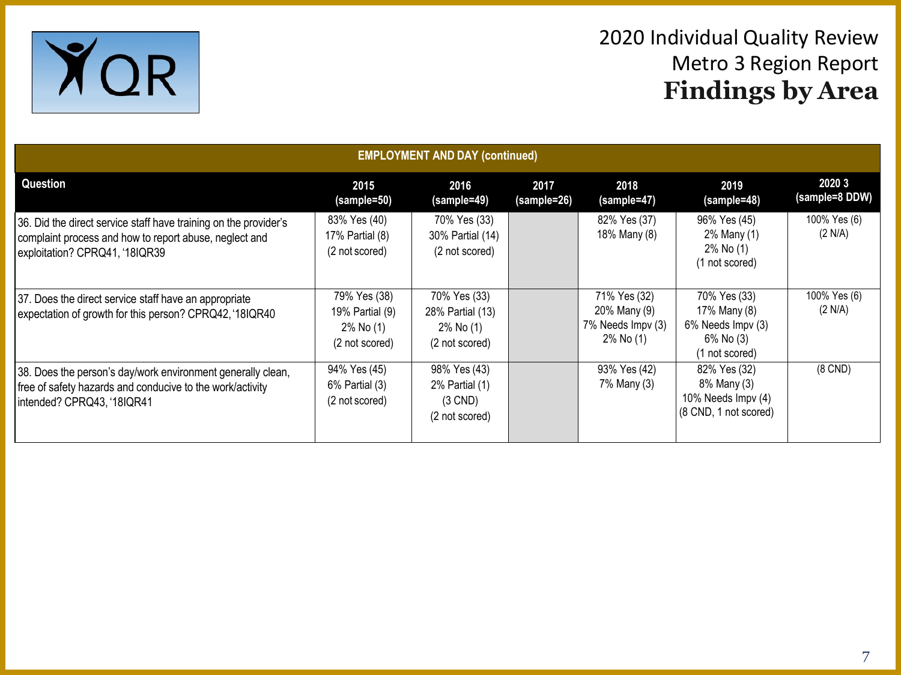# 2020 Individual Quality Review
## Metro 3 Region Report
## Findings by Area

| EMPLOYMENT AND DAY (continued) | | | | | | |
|---|---|---|---|---|---|---|
| **Question** | **2015 (sample=50)** | **2016 (sample=49)** | **2017 (sample=26)** | **2018 (sample=47)** | **2019 (sample=48)** | **2020 3 (sample=8 DDW)** |
| 36. Did the direct service staff have training on the provider's complaint process and how to report abuse, neglect and exploitation? CPRQ41, '18IQR39 | 83% Yes (40) 17% Partial (8) (2 not scored) | 70% Yes (33) 30% Partial (14) (2 not scored) | | 82% Yes (37) 18% Many (8) | 96% Yes (45) 2% Many (1) 2% No (1) (1 not scored) | 100% Yes (6) (2 N/A) |
| 37. Does the direct service staff have an appropriate expectation of growth for this person? CPRQ42, '18IQR40 | 79% Yes (38) 19% Partial (9) 2% No (1) (2 not scored) | 70% Yes (33) 28% Partial (13) 2% No (1) (2 not scored) | | 71% Yes (32) 20% Many (9) 7% Needs Impv (3) 2% No (1) | 70% Yes (33) 17% Many (8) 6% Needs Impv (3) 6% No (3) (1 not scored) | 100% Yes (6) (2 N/A) |
| 38. Does the person's day/work environment generally clean, free of safety hazards and conducive to the work/activity intended? CPRQ43, '18IQR41 | 94% Yes (45) 6% Partial (3) (2 not scored) | 98% Yes (43) 2% Partial (1) (3 CND) (2 not scored) | | 93% Yes (42) 7% Many (3) | 82% Yes (32) 8% Many (3) 10% Needs Impv (4) (8 CND, 1 not scored) | (8 CND) |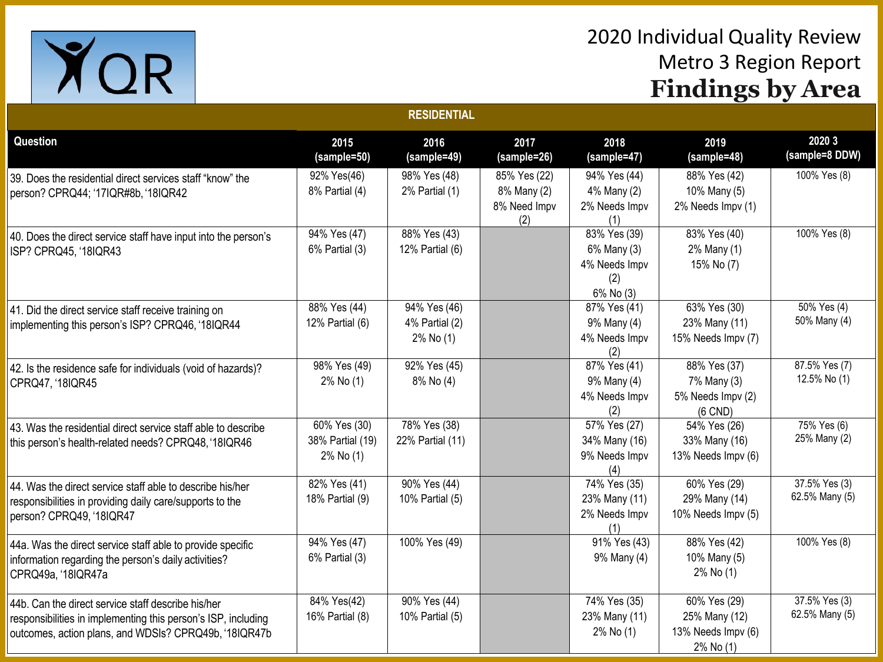# 2020 Individual Quality Review

## Metro 3 Region Report

## Findings by Area

| RESIDENTIAL | | | | | | |
|---|---|---|---|---|---|---|
| **Question** | **2015 (sample=50)** | **2016 (sample=49)** | **2017 (sample=26)** | **2018 (sample=47)** | **2019 (sample=48)** | **2020 3 (sample=8 DDW)** |
| 39. Does the residential direct services staff "know" the person? CPRQ44; '17IQR#8b, '18IQR42 | 92% Yes(46) 8% Partial (4) | 98% Yes (48) 2% Partial (1) | 85% Yes (22) 8% Many (2) 8% Need Impv (2) | 94% Yes (44) 4% Many (2) 2% Needs Impv (1) | 88% Yes (42) 10% Many (5) 2% Needs Impv (1) | 100% Yes (8) |
| 40. Does the direct service staff have input into the person's ISP? CPRQ45, '18IQR43 | 94% Yes (47) 6% Partial (3) | 88% Yes (43) 12% Partial (6) | | 83% Yes (39) 6% Many (3) 4% Needs Impv (2) 6% No (3) | 83% Yes (40) 2% Many (1) 15% No (7) | 100% Yes (8) |
| 41. Did the direct service staff receive training on implementing this person's ISP? CPRQ46, '18IQR44 | 88% Yes (44) 12% Partial (6) | 94% Yes (46) 4% Partial (2) 2% No (1) | | 87% Yes (41) 9% Many (4) 4% Needs Impv (2) | 63% Yes (30) 23% Many (11) 15% Needs Impv (7) | 50% Yes (4) 50% Many (4) |
| 42. Is the residence safe for individuals (void of hazards)? CPRQ47, '18IQR45 | 98% Yes (49) 2% No (1) | 92% Yes (45) 8% No (4) | | 87% Yes (41) 9% Many (4) 4% Needs Impv (2) | 88% Yes (37) 7% Many (3) 5% Needs Impv (2) (6 CND) | 87.5% Yes (7) 12.5% No (1) |
| 43. Was the residential direct service staff able to describe this person's health-related needs? CPRQ48,'18IQR46 | 60% Yes (30) 38% Partial (19) 2% No (1) | 78% Yes (38) 22% Partial (11) | | 57% Yes (27) 34% Many (16) 9% Needs Impv (4) | 54% Yes (26) 33% Many (16) 13% Needs Impv (6) | 75% Yes (6) 25% Many (2) |
| 44. Was the direct service staff able to describe his/her responsibilities in providing daily care/supports to the person? CPRQ49, '18IQR47 | 82% Yes (41) 18% Partial (9) | 90% Yes (44) 10% Partial (5) | | 74% Yes (35) 23% Many (11) 2% Needs Impv (1) | 60% Yes (29) 29% Many (14) 10% Needs Impv (5) | 37.5% Yes (3) 62.5% Many (5) |
| 44a. Was the direct service staff able to provide specific information regarding the person's daily activities? CPRQ49a, '18IQR47a | 94% Yes (47) 6% Partial (3) | 100% Yes (49) | | 91% Yes (43) 9% Many (4) | 88% Yes (42) 10% Many (5) 2% No (1) | 100% Yes (8) |
| 44b. Can the direct service staff describe his/her responsibilities in implementing this person's ISP, including outcomes, action plans, and WDSIs? CPRQ49b, '18IQR47b | 84% Yes(42) 16% Partial (8) | 90% Yes (44) 10% Partial (5) | | 74% Yes (35) 23% Many (11) 2% No (1) | 60% Yes (29) 25% Many (12) 13% Needs Impv (6) 2% No (1) | 37.5% Yes (3) 62.5% Many (5) |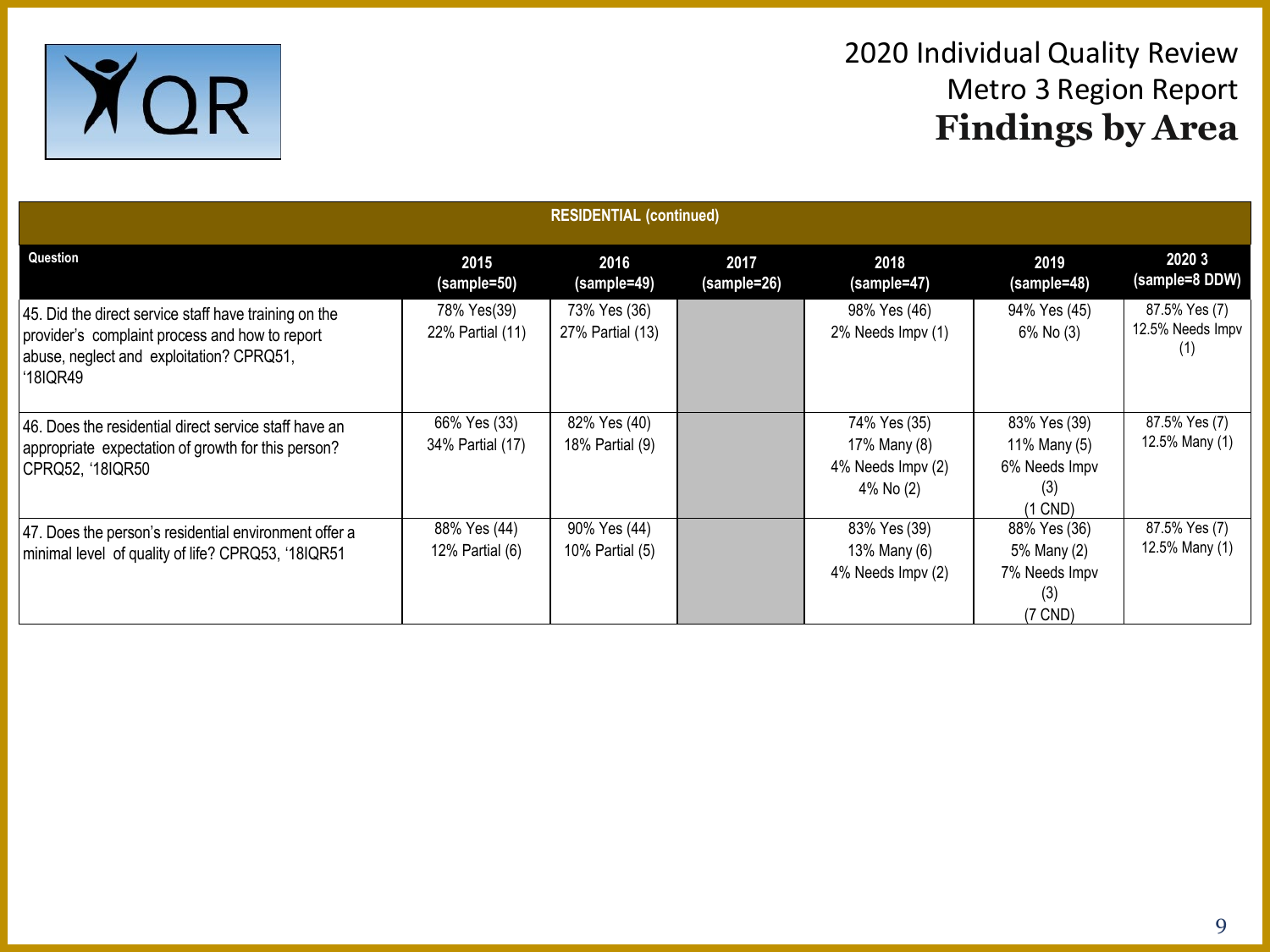# 2020 Individual Quality Review
## Metro 3 Region Report
## **Findings by Area**

| RESIDENTIAL (continued) | | | | | | |
|---|---|---|---|---|---|---|
| **Question** | **2015 (sample=50)** | **2016 (sample=49)** | **2017 (sample=26)** | **2018 (sample=47)** | **2019 (sample=48)** | **2020 3 (sample=8 DDW)** |
| 45. Did the direct service staff have training on the provider's complaint process and how to report abuse, neglect and exploitation? CPRQ51, '18IQR49 | 78% Yes(39) 22% Partial (11) | 73% Yes (36) 27% Partial (13) | | 98% Yes (46) 2% Needs Impv (1) | 94% Yes (45) 6% No (3) | 87.5% Yes (7) 12.5% Needs Impv (1) |
| 46. Does the residential direct service staff have an appropriate expectation of growth for this person? CPRQ52, '18IQR50 | 66% Yes (33) 34% Partial (17) | 82% Yes (40) 18% Partial (9) | | 74% Yes (35) 17% Many (8) 4% Needs Impv (2) 4% No (2) | 83% Yes (39) 11% Many (5) 6% Needs Impv (3) (1 CND) | 87.5% Yes (7) 12.5% Many (1) |
| 47. Does the person's residential environment offer a minimal level of quality of life? CPRQ53, '18IQR51 | 88% Yes (44) 12% Partial (6) | 90% Yes (44) 10% Partial (5) | | 83% Yes (39) 13% Many (6) 4% Needs Impv (2) | 88% Yes (36) 5% Many (2) 7% Needs Impv (3) (7 CND) | 87.5% Yes (7) 12.5% Many (1) |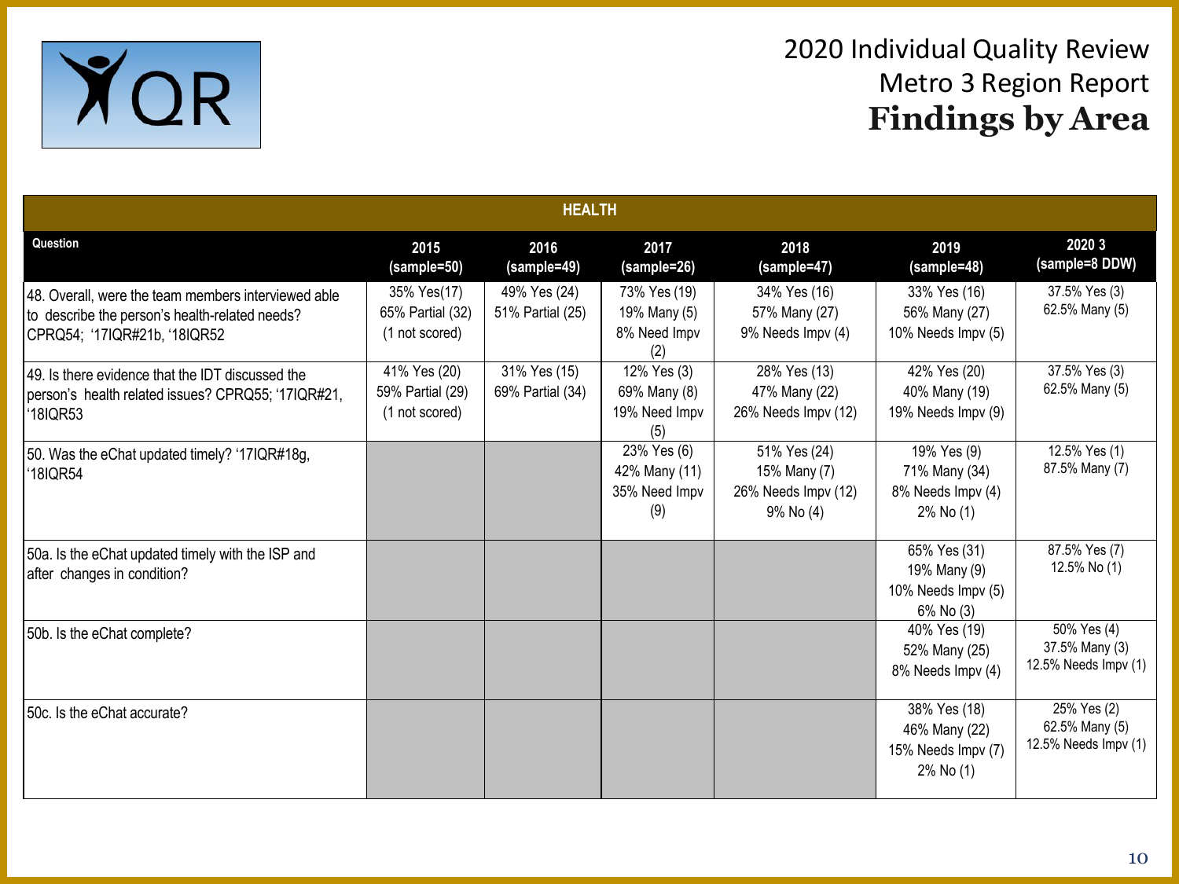# 2020 Individual Quality Review
## Metro 3 Region Report
## **Findings by Area**

| HEALTH | | | | | | |
|---|---|---|---|---|---|---|
| **Question** | **2015 (sample=50)** | **2016 (sample=49)** | **2017 (sample=26)** | **2018 (sample=47)** | **2019 (sample=48)** | **2020 3 (sample=8 DDW)** |
| 48. Overall, were the team members interviewed able to describe the person's health-related needs? CPRQ54; '17IQR#21b, '18IQR52 | 35% Yes(17) 65% Partial (32) (1 not scored) | 49% Yes (24) 51% Partial (25) | 73% Yes (19) 19% Many (5) 8% Need Impv (2) | 34% Yes (16) 57% Many (27) 9% Needs Impv (4) | 33% Yes (16) 56% Many (27) 10% Needs Impv (5) | 37.5% Yes (3) 62.5% Many (5) |
| 49. Is there evidence that the IDT discussed the person's health related issues? CPRQ55; '17IQR#21, '18IQR53 | 41% Yes (20) 59% Partial (29) (1 not scored) | 31% Yes (15) 69% Partial (34) | 12% Yes (3) 69% Many (8) 19% Need Impv (5) | 28% Yes (13) 47% Many (22) 26% Needs Impv (12) | 42% Yes (20) 40% Many (19) 19% Needs Impv (9) | 37.5% Yes (3) 62.5% Many (5) |
| 50. Was the eChat updated timely? '17IQR#18g, '18IQR54 | | | 23% Yes (6) 42% Many (11) 35% Need Impv (9) | 51% Yes (24) 15% Many (7) 26% Needs Impv (12) 9% No (4) | 19% Yes (9) 71% Many (34) 8% Needs Impv (4) 2% No (1) | 12.5% Yes (1) 87.5% Many (7) |
| 50a. Is the eChat updated timely with the ISP and after changes in condition? | | | | | 65% Yes (31) 19% Many (9) 10% Needs Impv (5) 6% No (3) | 87.5% Yes (7) 12.5% No (1) |
| 50b. Is the eChat complete? | | | | | 40% Yes (19) 52% Many (25) 8% Needs Impv (4) | 50% Yes (4) 37.5% Many (3) 12.5% Needs Impv (1) |
| 50c. Is the eChat accurate? | | | | | 38% Yes (18) 46% Many (22) 15% Needs Impv (7) 2% No (1) | 25% Yes (2) 62.5% Many (5) 12.5% Needs Impv (1) |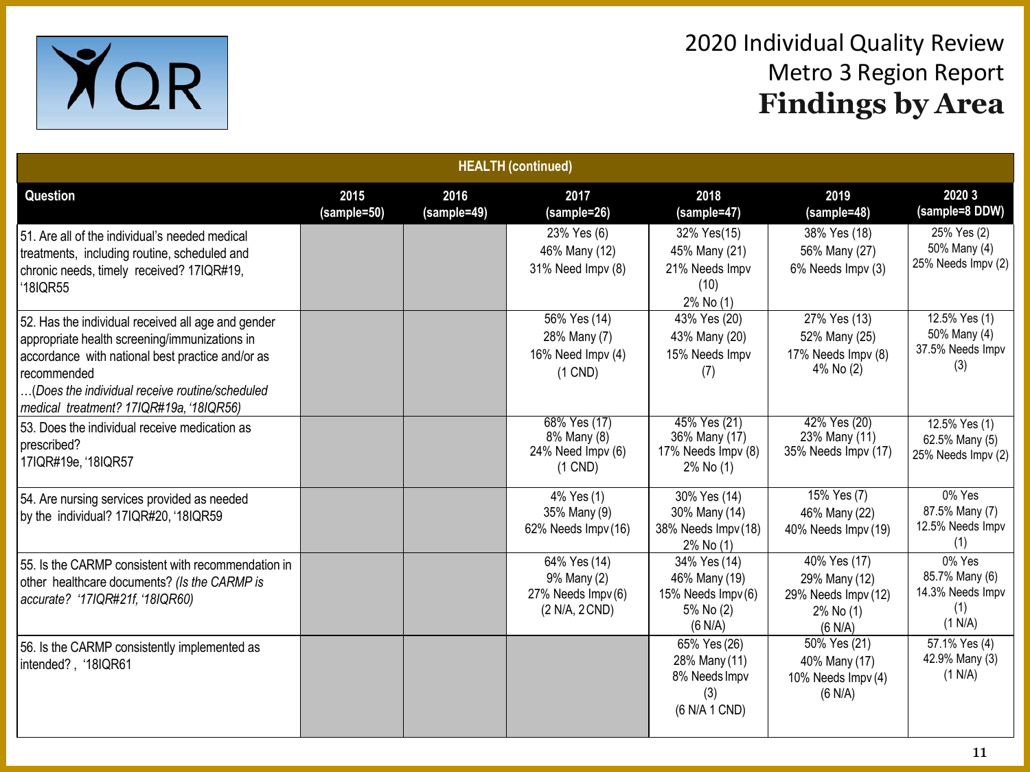# 2020 Individual Quality Review
## Metro 3 Region Report
## Findings by Area

| HEALTH (continued) | | | | | | |
|---|---|---|---|---|---|---|
| **Question** | **2015 (sample=50)** | **2016 (sample=49)** | **2017 (sample=26)** | **2018 (sample=47)** | **2019 (sample=48)** | **2020 3 (sample=8 DDW)** |
| 51. Are all of the individual's needed medical treatments, including routine, scheduled and chronic needs, timely received? 17IQR#19, '18IQR55 | | | 23% Yes (6) 46% Many (12) 31% Need Impv (8) | 32% Yes(15) 45% Many (21) 21% Needs Impv (10) 2% No (1) | 38% Yes (18) 56% Many (27) 6% Needs Impv (3) | 25% Yes (2) 50% Many (4) 25% Needs Impv (2) |
| 52. Has the individual received all age and gender appropriate health screening/immunizations in accordance with national best practice and/or as recommended …*(Does the individual receive routine/scheduled medical treatment? 17IQR#19a, '18IQR56)* | | | 56% Yes (14) 28% Many (7) 16% Need Impv (4) (1 CND) | 43% Yes (20) 43% Many (20) 15% Needs Impv (7) | 27% Yes (13) 52% Many (25) 17% Needs Impv (8) 4% No (2) | 12.5% Yes (1) 50% Many (4) 37.5% Needs Impv (3) |
| 53. Does the individual receive medication as prescribed? 17IQR#19e, '18IQR57 | | | 68% Yes (17) 8% Many (8) 24% Need Impv (6) (1 CND) | 45% Yes (21) 36% Many (17) 17% Needs Impv (8) 2% No (1) | 42% Yes (20) 23% Many (11) 35% Needs Impv (17) | 12.5% Yes (1) 62.5% Many (5) 25% Needs Impv (2) |
| 54. Are nursing services provided as needed by the individual? 17IQR#20, '18IQR59 | | | 4% Yes (1) 35% Many (9) 62% Needs Impv (16) | 30% Yes (14) 30% Many (14) 38% Needs Impv (18) 2% No (1) | 15% Yes (7) 46% Many (22) 40% Needs Impv (19) | 0% Yes 87.5% Many (7) 12.5% Needs Impv (1) |
| 55. Is the CARMP consistent with recommendation in other healthcare documents? *(Is the CARMP is accurate? '17IQR#21f, '18IQR60)* | | | 64% Yes (14) 9% Many (2) 27% Needs Impv (6) (2 N/A, 2 CND) | 34% Yes (14) 46% Many (19) 15% Needs Impv (6) 5% No (2) (6 N/A) | 40% Yes (17) 29% Many (12) 29% Needs Impv (12) 2% No (1) (6 N/A) | 0% Yes 85.7% Many (6) 14.3% Needs Impv (1) (1 N/A) |
| 56. Is the CARMP consistently implemented as intended? , '18IQR61 | | | | 65% Yes (26) 28% Many (11) 8% Needs Impv (3) (6 N/A 1 CND) | 50% Yes (21) 40% Many (17) 10% Needs Impv (4) (6 N/A) | 57.1% Yes (4) 42.9% Many (3) (1 N/A) |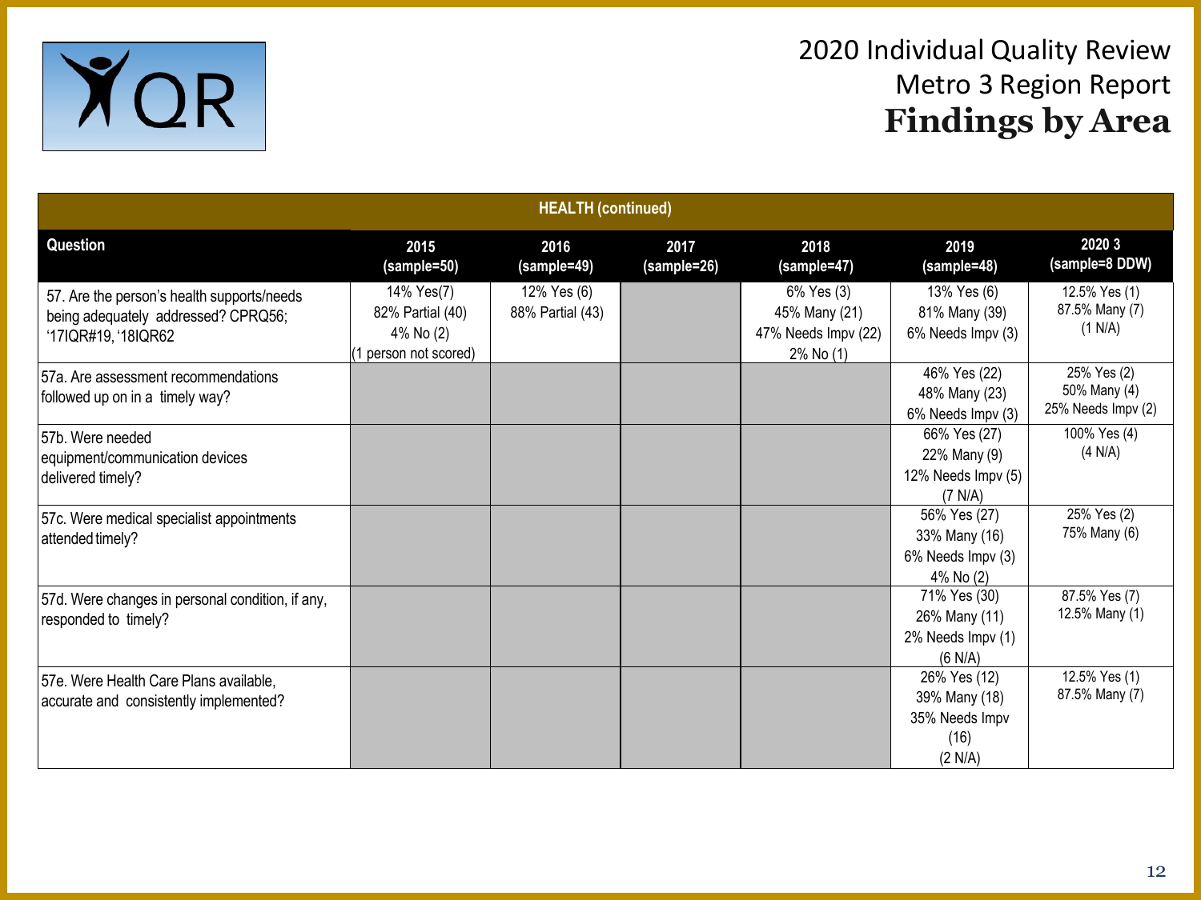# 2020 Individual Quality Review
## Metro 3 Region Report
## Findings by Area

| HEALTH (continued) | | | | | | |
|---|---|---|---|---|---|---|
| **Question** | **2015 (sample=50)** | **2016 (sample=49)** | **2017 (sample=26)** | **2018 (sample=47)** | **2019 (sample=48)** | **2020 3 (sample=8 DDW)** |
| 57. Are the person's health supports/needs being adequately addressed? CPRQ56; '17IQR#19, '18IQR62 | 14% Yes(7)<br>82% Partial (40)<br>4% No (2)<br>(1 person not scored) | 12% Yes (6)<br>88% Partial (43) | | 6% Yes (3)<br>45% Many (21)<br>47% Needs Impv (22)<br>2% No (1) | 13% Yes (6)<br>81% Many (39)<br>6% Needs Impv (3) | 12.5% Yes (1)<br>87.5% Many (7)<br>(1 N/A) |
| 57a. Are assessment recommendations followed up on in a timely way? | | | | | 46% Yes (22)<br>48% Many (23)<br>6% Needs Impv (3) | 25% Yes (2)<br>50% Many (4)<br>25% Needs Impv (2) |
| 57b. Were needed equipment/communication devices delivered timely? | | | | | 66% Yes (27)<br>22% Many (9)<br>12% Needs Impv (5)<br>(7 N/A) | 100% Yes (4)<br>(4 N/A) |
| 57c. Were medical specialist appointments attended timely? | | | | | 56% Yes (27)<br>33% Many (16)<br>6% Needs Impv (3)<br>4% No (2) | 25% Yes (2)<br>75% Many (6) |
| 57d. Were changes in personal condition, if any, responded to timely? | | | | | 71% Yes (30)<br>26% Many (11)<br>2% Needs Impv (1)<br>(6 N/A) | 87.5% Yes (7)<br>12.5% Many (1) |
| 57e. Were Health Care Plans available, accurate and consistently implemented? | | | | | 26% Yes (12)<br>39% Many (18)<br>35% Needs Impv (16)<br>(2 N/A) | 12.5% Yes (1)<br>87.5% Many (7) |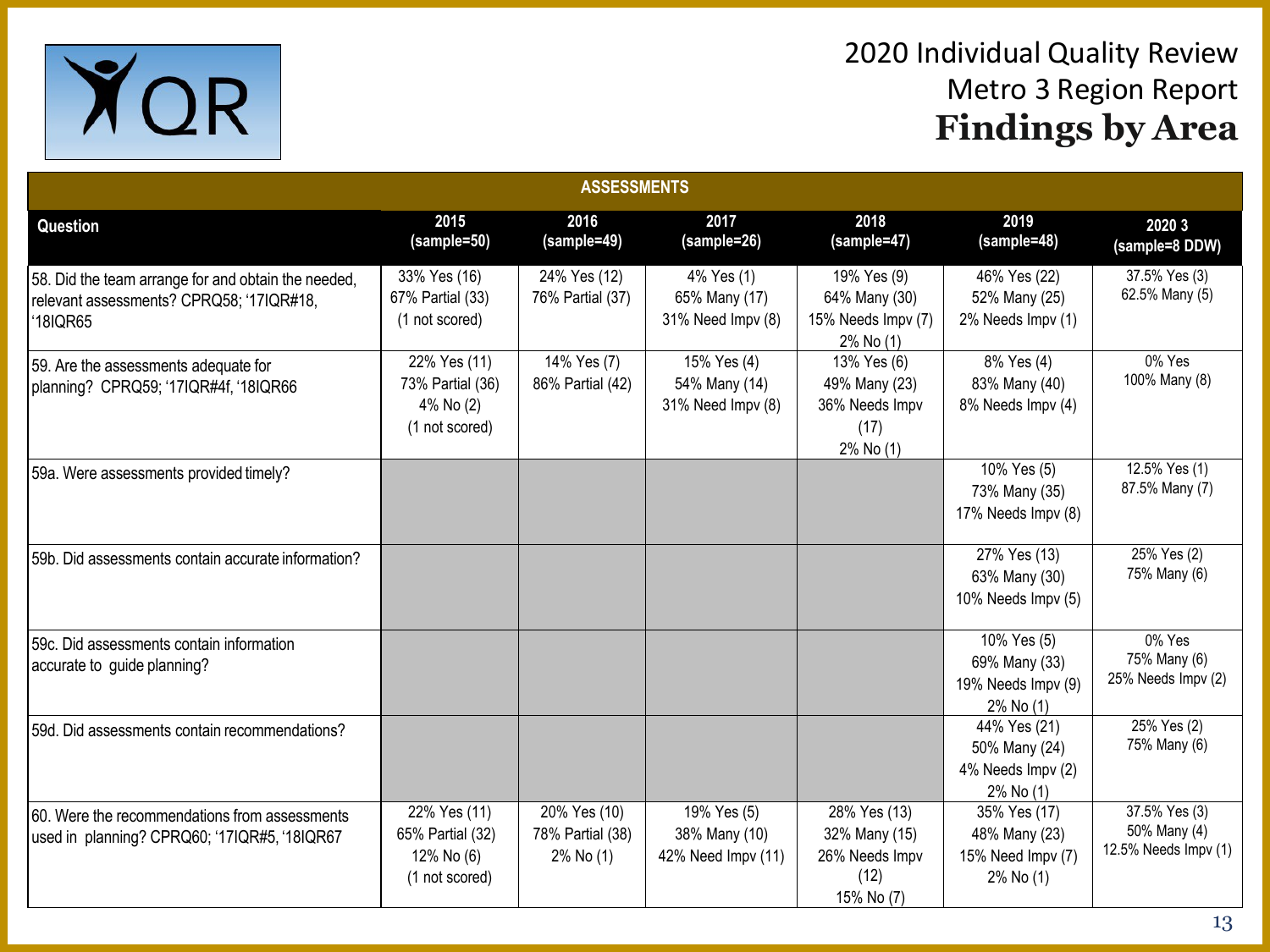# 2020 Individual Quality Review
## Metro 3 Region Report
## Findings by Area

| ASSESSMENTS | | | | | | |
|---|---|---|---|---|---|---|
| **Question** | **2015 (sample=50)** | **2016 (sample=49)** | **2017 (sample=26)** | **2018 (sample=47)** | **2019 (sample=48)** | **2020 3 (sample=8 DDW)** |
| 58. Did the team arrange for and obtain the needed, relevant assessments? CPRQ58; '17IQR#18, '18IQR65 | 33% Yes (16)<br>67% Partial (33)<br>(1 not scored) | 24% Yes (12)<br>76% Partial (37) | 4% Yes (1)<br>65% Many (17)<br>31% Need Impv (8) | 19% Yes (9)<br>64% Many (30)<br>15% Needs Impv (7)<br>2% No (1) | 46% Yes (22)<br>52% Many (25)<br>2% Needs Impv (1) | 37.5% Yes (3)<br>62.5% Many (5) |
| 59. Are the assessments adequate for planning? CPRQ59; '17IQR#4f, '18IQR66 | 22% Yes (11)<br>73% Partial (36)<br>4% No (2)<br>(1 not scored) | 14% Yes (7)<br>86% Partial (42) | 15% Yes (4)<br>54% Many (14)<br>31% Need Impv (8) | 13% Yes (6)<br>49% Many (23)<br>36% Needs Impv (17)<br>2% No (1) | 8% Yes (4)<br>83% Many (40)<br>8% Needs Impv (4) | 0% Yes<br>100% Many (8) |
| 59a. Were assessments provided timely? | | | | | 10% Yes (5)<br>73% Many (35)<br>17% Needs Impv (8) | 12.5% Yes (1)<br>87.5% Many (7) |
| 59b. Did assessments contain accurate information? | | | | | 27% Yes (13)<br>63% Many (30)<br>10% Needs Impv (5) | 25% Yes (2)<br>75% Many (6) |
| 59c. Did assessments contain information accurate to guide planning? | | | | | 10% Yes (5)<br>69% Many (33)<br>19% Needs Impv (9)<br>2% No (1) | 0% Yes<br>75% Many (6)<br>25% Needs Impv (2) |
| 59d. Did assessments contain recommendations? | | | | | 44% Yes (21)<br>50% Many (24)<br>4% Needs Impv (2)<br>2% No (1) | 25% Yes (2)<br>75% Many (6) |
| 60. Were the recommendations from assessments used in planning? CPRQ60; '17IQR#5, '18IQR67 | 22% Yes (11)<br>65% Partial (32)<br>12% No (6)<br>(1 not scored) | 20% Yes (10)<br>78% Partial (38)<br>2% No (1) | 19% Yes (5)<br>38% Many (10)<br>42% Need Impv (11) | 28% Yes (13)<br>32% Many (15)<br>26% Needs Impv (12)<br>15% No (7) | 35% Yes (17)<br>48% Many (23)<br>15% Need Impv (7)<br>2% No (1) | 37.5% Yes (3)<br>50% Many (4)<br>12.5% Needs Impv (1) |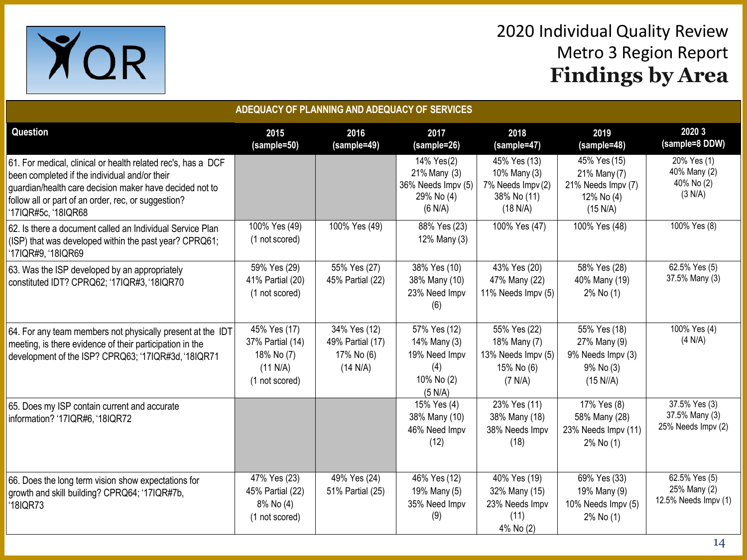# 2020 Individual Quality Review

## Metro 3 Region Report

## Findings by Area

| ADEQUACY OF PLANNING AND ADEQUACY OF SERVICES | | | | | | |
|---|---|---|---|---|---|---|
| **Question** | **2015 (sample=50)** | **2016 (sample=49)** | **2017 (sample=26)** | **2018 (sample=47)** | **2019 (sample=48)** | **2020 3 (sample=8 DDW)** |
| 61. For medical, clinical or health related rec's, has a DCF been completed if the individual and/or their guardian/health care decision maker have decided not to follow all or part of an order, rec, or suggestion? '17IQR#5c, '18IQR68 | | | 14% Yes(2)<br>21% Many (3)<br>36% Needs Impv (5)<br>29% No (4)<br>(6 N/A) | 45% Yes (13)<br>10% Many (3)<br>7% Needs Impv (2)<br>38% No (11)<br>(18 N/A) | 45% Yes (15)<br>21% Many (7)<br>21% Needs Impv (7)<br>12% No (4)<br>(15 N/A) | 20% Yes (1)<br>40% Many (2)<br>40% No (2)<br>(3 N/A) |
| 62. Is there a document called an Individual Service Plan (ISP) that was developed within the past year? CPRQ61; '17IQR#9, '18IQR69 | 100% Yes (49)<br>(1 not scored) | 100% Yes (49) | 88% Yes (23)<br>12% Many (3) | 100% Yes (47) | 100% Yes (48) | 100% Yes (8) |
| 63. Was the ISP developed by an appropriately constituted IDT? CPRQ62; '17IQR#3, '18IQR70 | 59% Yes (29)<br>41% Partial (20)<br>(1 not scored) | 55% Yes (27)<br>45% Partial (22) | 38% Yes (10)<br>38% Many (10)<br>23% Need Impv (6) | 43% Yes (20)<br>47% Many (22)<br>11% Needs Impv (5) | 58% Yes (28)<br>40% Many (19)<br>2% No (1) | 62.5% Yes (5)<br>37.5% Many (3) |
| 64. For any team members not physically present at the IDT meeting, is there evidence of their participation in the development of the ISP? CPRQ63; '17IQR#3d, '18IQR71 | 45% Yes (17)<br>37% Partial (14)<br>18% No (7)<br>(11 N/A)<br>(1 not scored) | 34% Yes (12)<br>49% Partial (17)<br>17% No (6)<br>(14 N/A) | 57% Yes (12)<br>14% Many (3)<br>19% Need Impv (4)<br>10% No (2)<br>(5 N/A) | 55% Yes (22)<br>18% Many (7)<br>13% Needs Impv (5)<br>15% No (6)<br>(7 N/A) | 55% Yes (18)<br>27% Many (9)<br>9% Needs Impv (3)<br>9% No (3)<br>(15 N//A) | 100% Yes (4)<br>(4 N/A) |
| 65. Does my ISP contain current and accurate information? '17IQR#6, '18IQR72 | | | 15% Yes (4)<br>38% Many (10)<br>46% Need Impv (12) | 23% Yes (11)<br>38% Many (18)<br>38% Needs Impv (18) | 17% Yes (8)<br>58% Many (28)<br>23% Needs Impv (11)<br>2% No (1) | 37.5% Yes (3)<br>37.5% Many (3)<br>25% Needs Impv (2) |
| 66. Does the long term vision show expectations for growth and skill building? CPRQ64; '17IQR#7b, '18IQR73 | 47% Yes (23)<br>45% Partial (22)<br>8% No (4)<br>(1 not scored) | 49% Yes (24)<br>51% Partial (25) | 46% Yes (12)<br>19% Many (5)<br>35% Need Impv (9) | 40% Yes (19)<br>32% Many (15)<br>23% Needs Impv (11)<br>4% No (2) | 69% Yes (33)<br>19% Many (9)<br>10% Needs Impv (5)<br>2% No (1) | 62.5% Yes (5)<br>25% Many (2)<br>12.5% Needs Impv (1) |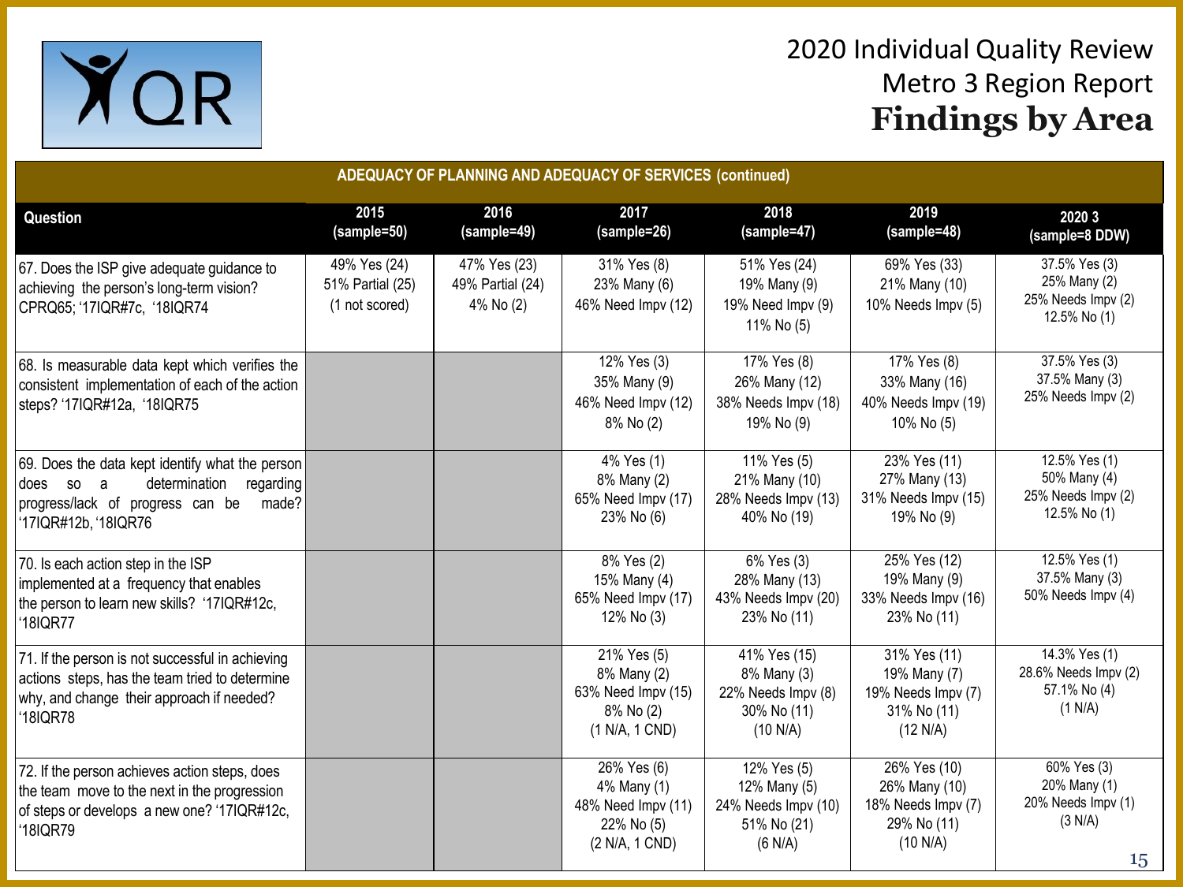# 2020 Individual Quality Review

## Metro 3 Region Report

## Findings by Area

| ADEQUACY OF PLANNING AND ADEQUACY OF SERVICES (continued) | | | | | | |
|---|---|---|---|---|---|---|
| **Question** | **2015 (sample=50)** | **2016 (sample=49)** | **2017 (sample=26)** | **2018 (sample=47)** | **2019 (sample=48)** | **2020 3 (sample=8 DDW)** |
| 67. Does the ISP give adequate guidance to achieving the person's long-term vision? CPRQ65; '17IQR#7c, '18IQR74 | 49% Yes (24) 51% Partial (25) (1 not scored) | 47% Yes (23) 49% Partial (24) 4% No (2) | 31% Yes (8) 23% Many (6) 46% Need Impv (12) | 51% Yes (24) 19% Many (9) 19% Need Impv (9) 11% No (5) | 69% Yes (33) 21% Many (10) 10% Needs Impv (5) | 37.5% Yes (3) 25% Many (2) 25% Needs Impv (2) 12.5% No (1) |
| 68. Is measurable data kept which verifies the consistent implementation of each of the action steps? '17IQR#12a, '18IQR75 | | | 12% Yes (3) 35% Many (9) 46% Need Impv (12) 8% No (2) | 17% Yes (8) 26% Many (12) 38% Needs Impv (18) 19% No (9) | 17% Yes (8) 33% Many (16) 40% Needs Impv (19) 10% No (5) | 37.5% Yes (3) 37.5% Many (3) 25% Needs Impv (2) |
| 69. Does the data kept identify what the person does so a determination regarding progress/lack of progress can be made? '17IQR#12b, '18IQR76 | | | 4% Yes (1) 8% Many (2) 65% Need Impv (17) 23% No (6) | 11% Yes (5) 21% Many (10) 28% Needs Impv (13) 40% No (19) | 23% Yes (11) 27% Many (13) 31% Needs Impv (15) 19% No (9) | 12.5% Yes (1) 50% Many (4) 25% Needs Impv (2) 12.5% No (1) |
| 70. Is each action step in the ISP implemented at a frequency that enables the person to learn new skills? '17IQR#12c, '18IQR77 | | | 8% Yes (2) 15% Many (4) 65% Need Impv (17) 12% No (3) | 6% Yes (3) 28% Many (13) 43% Needs Impv (20) 23% No (11) | 25% Yes (12) 19% Many (9) 33% Needs Impv (16) 23% No (11) | 12.5% Yes (1) 37.5% Many (3) 50% Needs Impv (4) |
| 71. If the person is not successful in achieving actions steps, has the team tried to determine why, and change their approach if needed? '18IQR78 | | | 21% Yes (5) 8% Many (2) 63% Need Impv (15) 8% No (2) (1 N/A, 1 CND) | 41% Yes (15) 8% Many (3) 22% Needs Impv (8) 30% No (11) (10 N/A) | 31% Yes (11) 19% Many (7) 19% Needs Impv (7) 31% No (11) (12 N/A) | 14.3% Yes (1) 28.6% Needs Impv (2) 57.1% No (4) (1 N/A) |
| 72. If the person achieves action steps, does the team move to the next in the progression of steps or develops a new one? '17IQR#12c, '18IQR79 | | | 26% Yes (6) 4% Many (1) 48% Need Impv (11) 22% No (5) (2 N/A, 1 CND) | 12% Yes (5) 12% Many (5) 24% Needs Impv (10) 51% No (21) (6 N/A) | 26% Yes (10) 26% Many (10) 18% Needs Impv (7) 29% No (11) (10 N/A) | 60% Yes (3) 20% Many (1) 20% Needs Impv (1) (3 N/A) |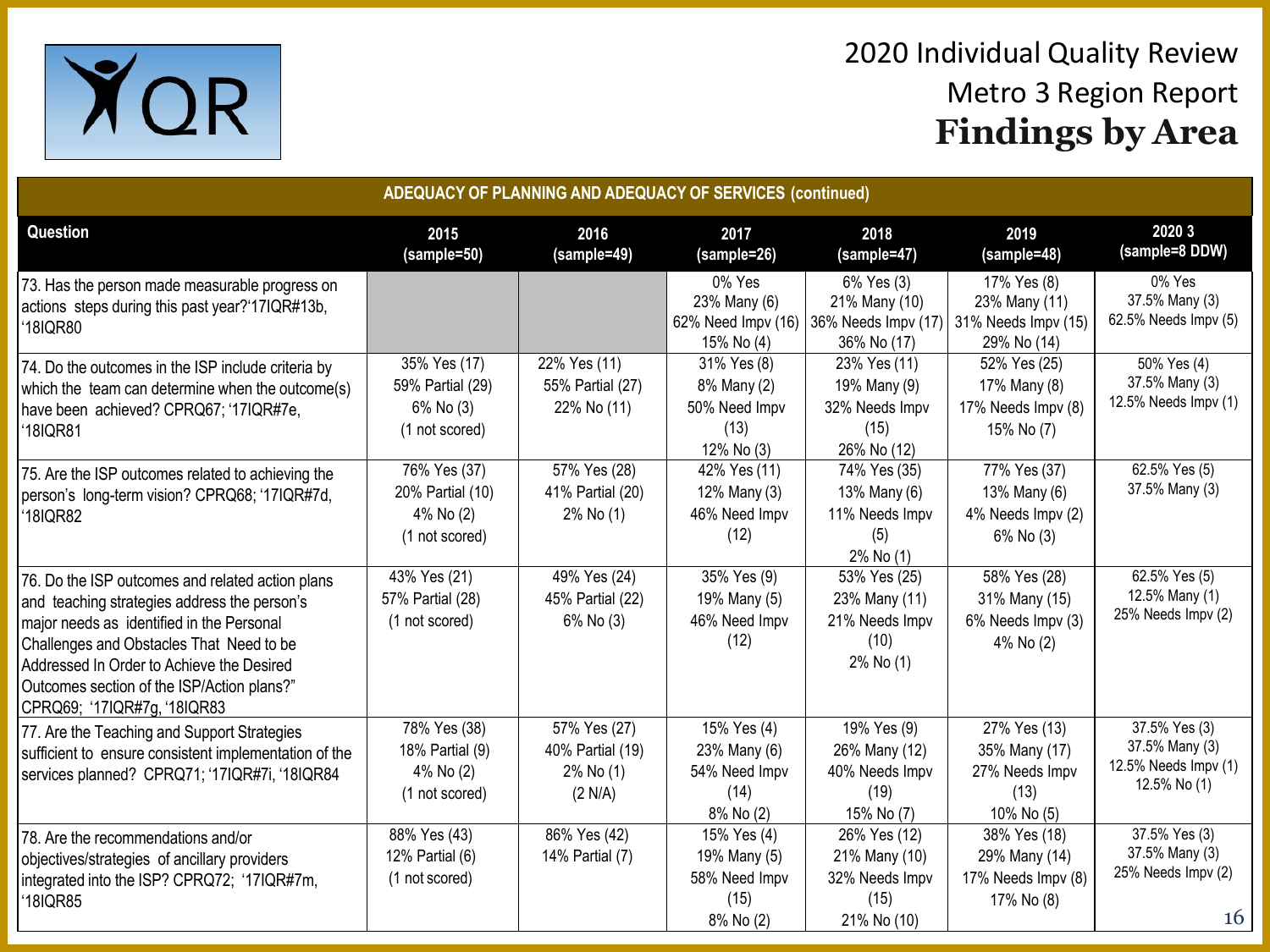# 2020 Individual Quality Review
## Metro 3 Region Report
## Findings by Area

| ADEQUACY OF PLANNING AND ADEQUACY OF SERVICES (continued) | | | | | | |
|---|---|---|---|---|---|---|
| **Question** | **2015 (sample=50)** | **2016 (sample=49)** | **2017 (sample=26)** | **2018 (sample=47)** | **2019 (sample=48)** | **2020 3 (sample=8 DDW)** |
| 73. Has the person made measurable progress on actions steps during this past year?'17IQR#13b, '18IQR80 | | | 0% Yes<br>23% Many (6)<br>62% Need Impv (16)<br>15% No (4) | 6% Yes (3)<br>21% Many (10)<br>36% Needs Impv (17)<br>36% No (17) | 17% Yes (8)<br>23% Many (11)<br>31% Needs Impv (15)<br>29% No (14) | 0% Yes<br>37.5% Many (3)<br>62.5% Needs Impv (5) |
| 74. Do the outcomes in the ISP include criteria by which the team can determine when the outcome(s) have been achieved? CPRQ67; '17IQR#7e, '18IQR81 | 35% Yes (17)<br>59% Partial (29)<br>6% No (3)<br>(1 not scored) | 22% Yes (11)<br>55% Partial (27)<br>22% No (11) | 31% Yes (8)<br>8% Many (2)<br>50% Need Impv (13)<br>12% No (3) | 23% Yes (11)<br>19% Many (9)<br>32% Needs Impv (15)<br>26% No (12) | 52% Yes (25)<br>17% Many (8)<br>17% Needs Impv (8)<br>15% No (7) | 50% Yes (4)<br>37.5% Many (3)<br>12.5% Needs Impv (1) |
| 75. Are the ISP outcomes related to achieving the person's long-term vision? CPRQ68; '17IQR#7d, '18IQR82 | 76% Yes (37)<br>20% Partial (10)<br>4% No (2)<br>(1 not scored) | 57% Yes (28)<br>41% Partial (20)<br>2% No (1) | 42% Yes (11)<br>12% Many (3)<br>46% Need Impv (12) | 74% Yes (35)<br>13% Many (6)<br>11% Needs Impv (5)<br>2% No (1) | 77% Yes (37)<br>13% Many (6)<br>4% Needs Impv (2)<br>6% No (3) | 62.5% Yes (5)<br>37.5% Many (3) |
| 76. Do the ISP outcomes and related action plans and teaching strategies address the person's major needs as identified in the Personal Challenges and Obstacles That Need to be Addressed In Order to Achieve the Desired Outcomes section of the ISP/Action plans?" CPRQ69; '17IQR#7g, '18IQR83 | 43% Yes (21)<br>57% Partial (28)<br>(1 not scored) | 49% Yes (24)<br>45% Partial (22)<br>6% No (3) | 35% Yes (9)<br>19% Many (5)<br>46% Need Impv (12) | 53% Yes (25)<br>23% Many (11)<br>21% Needs Impv (10)<br>2% No (1) | 58% Yes (28)<br>31% Many (15)<br>6% Needs Impv (3)<br>4% No (2) | 62.5% Yes (5)<br>12.5% Many (1)<br>25% Needs Impv (2) |
| 77. Are the Teaching and Support Strategies sufficient to ensure consistent implementation of the services planned? CPRQ71; '17IQR#7i, '18IQR84 | 78% Yes (38)<br>18% Partial (9)<br>4% No (2)<br>(1 not scored) | 57% Yes (27)<br>40% Partial (19)<br>2% No (1)<br>(2 N/A) | 15% Yes (4)<br>23% Many (6)<br>54% Need Impv (14)<br>8% No (2) | 19% Yes (9)<br>26% Many (12)<br>40% Needs Impv (19)<br>15% No (7) | 27% Yes (13)<br>35% Many (17)<br>27% Needs Impv (13)<br>10% No (5) | 37.5% Yes (3)<br>37.5% Many (3)<br>12.5% Needs Impv (1)<br>12.5% No (1) |
| 78. Are the recommendations and/or objectives/strategies of ancillary providers integrated into the ISP? CPRQ72; '17IQR#7m, '18IQR85 | 88% Yes (43)<br>12% Partial (6)<br>(1 not scored) | 86% Yes (42)<br>14% Partial (7) | 15% Yes (4)<br>19% Many (5)<br>58% Need Impv (15)<br>8% No (2) | 26% Yes (12)<br>21% Many (10)<br>32% Needs Impv (15)<br>21% No (10) | 38% Yes (18)<br>29% Many (14)<br>17% Needs Impv (8)<br>17% No (8) | 37.5% Yes (3)<br>37.5% Many (3)<br>25% Needs Impv (2) |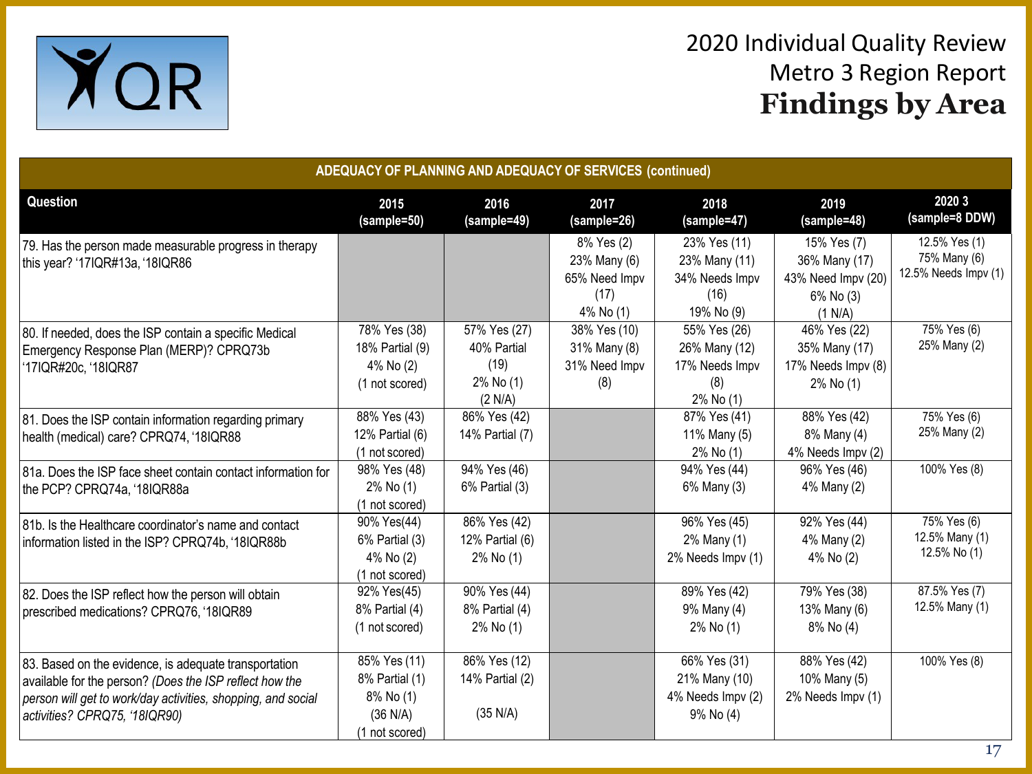# 2020 Individual Quality Review
## Metro 3 Region Report
## Findings by Area

| ADEQUACY OF PLANNING AND ADEQUACY OF SERVICES (continued) | | | | | | |
|---|---|---|---|---|---|---|
| **Question** | **2015 (sample=50)** | **2016 (sample=49)** | **2017 (sample=26)** | **2018 (sample=47)** | **2019 (sample=48)** | **2020 3 (sample=8 DDW)** |
| 79. Has the person made measurable progress in therapy this year? '17IQR#13a, '18IQR86 | | | 8% Yes (2) 23% Many (6) 65% Need Impv (17) 4% No (1) | 23% Yes (11) 23% Many (11) 34% Needs Impv (16) 19% No (9) | 15% Yes (7) 36% Many (17) 43% Need Impv (20) 6% No (3) (1 N/A) | 12.5% Yes (1) 75% Many (6) 12.5% Needs Impv (1) |
| 80. If needed, does the ISP contain a specific Medical Emergency Response Plan (MERP)? CPRQ73b '17IQR#20c, '18IQR87 | 78% Yes (38) 18% Partial (9) 4% No (2) (1 not scored) | 57% Yes (27) 40% Partial (19) 2% No (1) (2 N/A) | 38% Yes (10) 31% Many (8) 31% Need Impv (8) | 55% Yes (26) 26% Many (12) 17% Needs Impv (8) 2% No (1) | 46% Yes (22) 35% Many (17) 17% Needs Impv (8) 2% No (1) | 75% Yes (6) 25% Many (2) |
| 81. Does the ISP contain information regarding primary health (medical) care? CPRQ74, '18IQR88 | 88% Yes (43) 12% Partial (6) (1 not scored) | 86% Yes (42) 14% Partial (7) | | 87% Yes (41) 11% Many (5) 2% No (1) | 88% Yes (42) 8% Many (4) 4% Needs Impv (2) | 75% Yes (6) 25% Many (2) |
| 81a. Does the ISP face sheet contain contact information for the PCP? CPRQ74a, '18IQR88a | 98% Yes (48) 2% No (1) (1 not scored) | 94% Yes (46) 6% Partial (3) | | 94% Yes (44) 6% Many (3) | 96% Yes (46) 4% Many (2) | 100% Yes (8) |
| 81b. Is the Healthcare coordinator's name and contact information listed in the ISP? CPRQ74b, '18IQR88b | 90% Yes(44) 6% Partial (3) 4% No (2) (1 not scored) | 86% Yes (42) 12% Partial (6) 2% No (1) | | 96% Yes (45) 2% Many (1) 2% Needs Impv (1) | 92% Yes (44) 4% Many (2) 4% No (2) | 75% Yes (6) 12.5% Many (1) 12.5% No (1) |
| 82. Does the ISP reflect how the person will obtain prescribed medications? CPRQ76, '18IQR89 | 92% Yes(45) 8% Partial (4) (1 not scored) | 90% Yes (44) 8% Partial (4) 2% No (1) | | 89% Yes (42) 9% Many (4) 2% No (1) | 79% Yes (38) 13% Many (6) 8% No (4) | 87.5% Yes (7) 12.5% Many (1) |
| 83. Based on the evidence, is adequate transportation available for the person? *(Does the ISP reflect how the person will get to work/day activities, shopping, and social activities? CPRQ75, '18IQR90)* | 85% Yes (11) 8% Partial (1) 8% No (1) (36 N/A) (1 not scored) | 86% Yes (12) 14% Partial (2) (35 N/A) | | 66% Yes (31) 21% Many (10) 4% Needs Impv (2) 9% No (4) | 88% Yes (42) 10% Many (5) 2% Needs Impv (1) | 100% Yes (8) |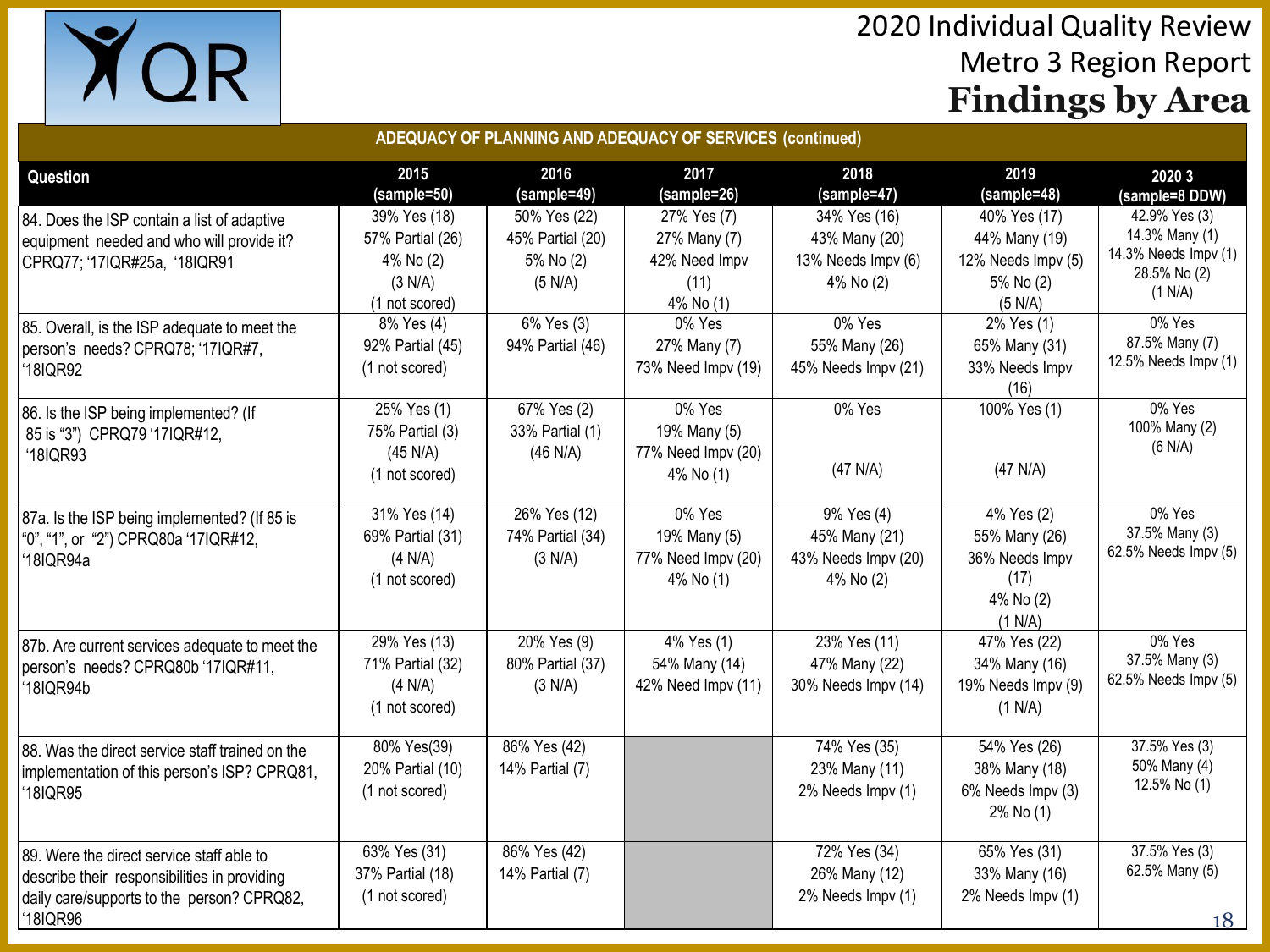# 2020 Individual Quality Review
## Metro 3 Region Report
## Findings by Area

| ADEQUACY OF PLANNING AND ADEQUACY OF SERVICES (continued) | | | | | | |
|---|---|---|---|---|---|---|
| **Question** | **2015 (sample=50)** | **2016 (sample=49)** | **2017 (sample=26)** | **2018 (sample=47)** | **2019 (sample=48)** | **2020 3 (sample=8 DDW)** |
| 84. Does the ISP contain a list of adaptive equipment needed and who will provide it? CPRQ77; '17IQR#25a, '18IQR91 | 39% Yes (18) 57% Partial (26) 4% No (2) (3 N/A) (1 not scored) | 50% Yes (22) 45% Partial (20) 5% No (2) (5 N/A) | 27% Yes (7) 27% Many (7) 42% Need Impv (11) 4% No (1) | 34% Yes (16) 43% Many (20) 13% Needs Impv (6) 4% No (2) | 40% Yes (17) 44% Many (19) 12% Needs Impv (5) 5% No (2) (5 N/A) | 42.9% Yes (3) 14.3% Many (1) 14.3% Needs Impv (1) 28.5% No (2) (1 N/A) |
| 85. Overall, is the ISP adequate to meet the person's needs? CPRQ78; '17IQR#7, '18IQR92 | 8% Yes (4) 92% Partial (45) (1 not scored) | 6% Yes (3) 94% Partial (46) | 0% Yes 27% Many (7) 73% Need Impv (19) | 0% Yes 55% Many (26) 45% Needs Impv (21) | 2% Yes (1) 65% Many (31) 33% Needs Impv (16) | 0% Yes 87.5% Many (7) 12.5% Needs Impv (1) |
| 86. Is the ISP being implemented? (If 85 is "3") CPRQ79 '17IQR#12, '18IQR93 | 25% Yes (1) 75% Partial (3) (45 N/A) (1 not scored) | 67% Yes (2) 33% Partial (1) (46 N/A) | 0% Yes 19% Many (5) 77% Need Impv (20) 4% No (1) | 0% Yes (47 N/A) | 100% Yes (1) (47 N/A) | 0% Yes 100% Many (2) (6 N/A) |
| 87a. Is the ISP being implemented? (If 85 is "0", "1", or "2") CPRQ80a '17IQR#12, '18IQR94a | 31% Yes (14) 69% Partial (31) (4 N/A) (1 not scored) | 26% Yes (12) 74% Partial (34) (3 N/A) | 0% Yes 19% Many (5) 77% Need Impv (20) 4% No (1) | 9% Yes (4) 45% Many (21) 43% Needs Impv (20) 4% No (2) | 4% Yes (2) 55% Many (26) 36% Needs Impv (17) 4% No (2) (1 N/A) | 0% Yes 37.5% Many (3) 62.5% Needs Impv (5) |
| 87b. Are current services adequate to meet the person's needs? CPRQ80b '17IQR#11, '18IQR94b | 29% Yes (13) 71% Partial (32) (4 N/A) (1 not scored) | 20% Yes (9) 80% Partial (37) (3 N/A) | 4% Yes (1) 54% Many (14) 42% Need Impv (11) | 23% Yes (11) 47% Many (22) 30% Needs Impv (14) | 47% Yes (22) 34% Many (16) 19% Needs Impv (9) (1 N/A) | 0% Yes 37.5% Many (3) 62.5% Needs Impv (5) |
| 88. Was the direct service staff trained on the implementation of this person's ISP? CPRQ81, '18IQR95 | 80% Yes(39) 20% Partial (10) (1 not scored) | 86% Yes (42) 14% Partial (7) | | 74% Yes (35) 23% Many (11) 2% Needs Impv (1) | 54% Yes (26) 38% Many (18) 6% Needs Impv (3) 2% No (1) | 37.5% Yes (3) 50% Many (4) 12.5% No (1) |
| 89. Were the direct service staff able to describe their responsibilities in providing daily care/supports to the person? CPRQ82, '18IQR96 | 63% Yes (31) 37% Partial (18) (1 not scored) | 86% Yes (42) 14% Partial (7) | | 72% Yes (34) 26% Many (12) 2% Needs Impv (1) | 65% Yes (31) 33% Many (16) 2% Needs Impv (1) | 37.5% Yes (3) 62.5% Many (5) |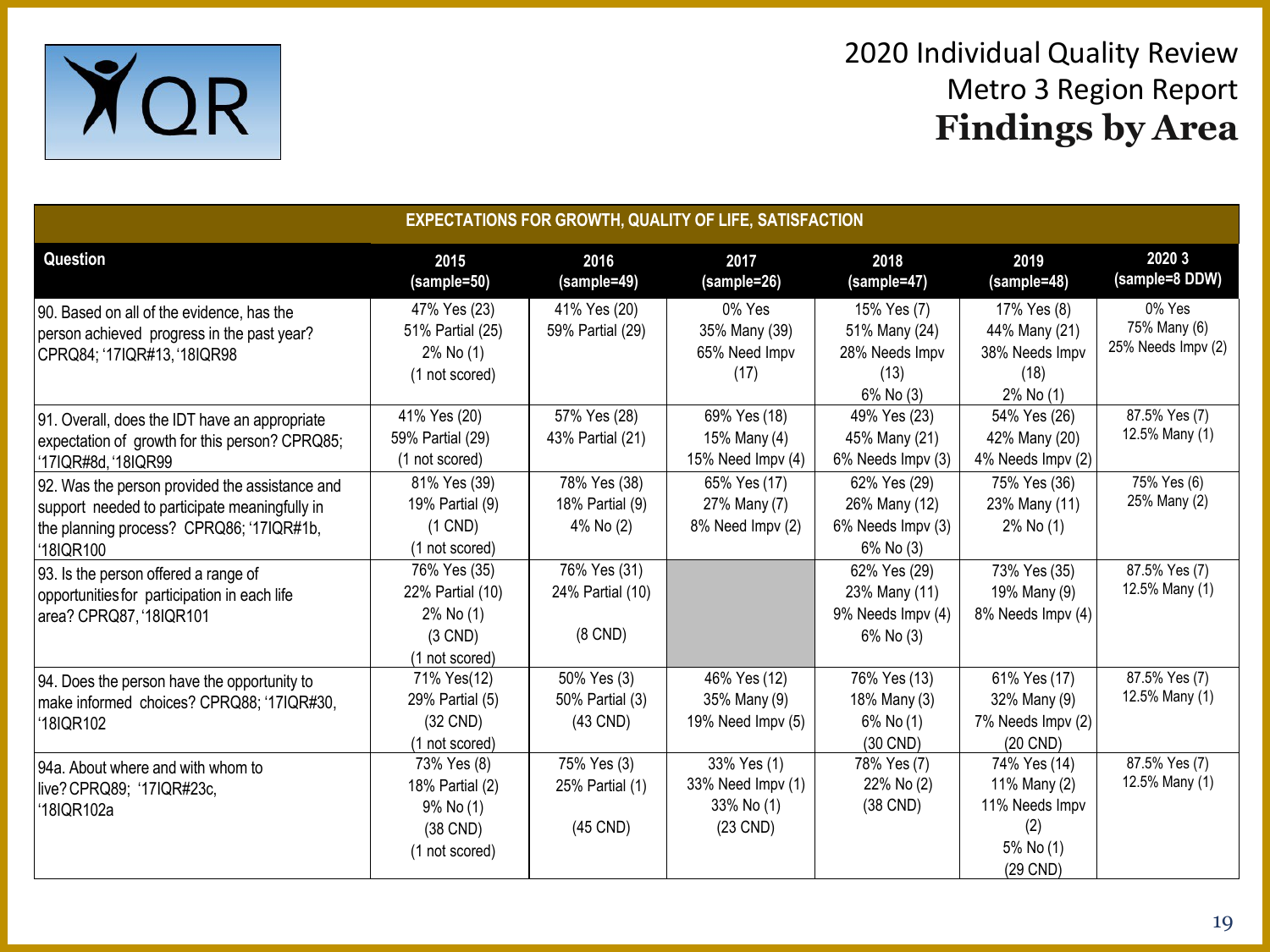# 2020 Individual Quality Review
## Metro 3 Region Report
## Findings by Area

| EXPECTATIONS FOR GROWTH, QUALITY OF LIFE, SATISFACTION | | | | | | |
|---|---|---|---|---|---|---|
| **Question** | **2015 (sample=50)** | **2016 (sample=49)** | **2017 (sample=26)** | **2018 (sample=47)** | **2019 (sample=48)** | **2020 3 (sample=8 DDW)** |
| 90. Based on all of the evidence, has the person achieved progress in the past year? CPRQ84; '17IQR#13, '18IQR98 | 47% Yes (23) 51% Partial (25) 2% No (1) (1 not scored) | 41% Yes (20) 59% Partial (29) | 0% Yes 35% Many (39) 65% Need Impv (17) | 15% Yes (7) 51% Many (24) 28% Needs Impv (13) 6% No (3) | 17% Yes (8) 44% Many (21) 38% Needs Impv (18) 2% No (1) | 0% Yes 75% Many (6) 25% Needs Impv (2) |
| 91. Overall, does the IDT have an appropriate expectation of growth for this person? CPRQ85; '17IQR#8d, '18IQR99 | 41% Yes (20) 59% Partial (29) (1 not scored) | 57% Yes (28) 43% Partial (21) | 69% Yes (18) 15% Many (4) 15% Need Impv (4) | 49% Yes (23) 45% Many (21) 6% Needs Impv (3) | 54% Yes (26) 42% Many (20) 4% Needs Impv (2) | 87.5% Yes (7) 12.5% Many (1) |
| 92. Was the person provided the assistance and support needed to participate meaningfully in the planning process? CPRQ86; '17IQR#1b, '18IQR100 | 81% Yes (39) 19% Partial (9) (1 CND) (1 not scored) | 78% Yes (38) 18% Partial (9) 4% No (2) | 65% Yes (17) 27% Many (7) 8% Need Impv (2) | 62% Yes (29) 26% Many (12) 6% Needs Impv (3) 6% No (3) | 75% Yes (36) 23% Many (11) 2% No (1) | 75% Yes (6) 25% Many (2) |
| 93. Is the person offered a range of opportunities for participation in each life area? CPRQ87, '18IQR101 | 76% Yes (35) 22% Partial (10) 2% No (1) (3 CND) (1 not scored) | 76% Yes (31) 24% Partial (10) (8 CND) | | 62% Yes (29) 23% Many (11) 9% Needs Impv (4) 6% No (3) | 73% Yes (35) 19% Many (9) 8% Needs Impv (4) | 87.5% Yes (7) 12.5% Many (1) |
| 94. Does the person have the opportunity to make informed choices? CPRQ88; '17IQR#30, '18IQR102 | 71% Yes(12) 29% Partial (5) (32 CND) (1 not scored) | 50% Yes (3) 50% Partial (3) (43 CND) | 46% Yes (12) 35% Many (9) 19% Need Impv (5) | 76% Yes (13) 18% Many (3) 6% No (1) (30 CND) | 61% Yes (17) 32% Many (9) 7% Needs Impv (2) (20 CND) | 87.5% Yes (7) 12.5% Many (1) |
| 94a. About where and with whom to live? CPRQ89; '17IQR#23c, '18IQR102a | 73% Yes (8) 18% Partial (2) 9% No (1) (38 CND) (1 not scored) | 75% Yes (3) 25% Partial (1) (45 CND) | 33% Yes (1) 33% Need Impv (1) 33% No (1) (23 CND) | 78% Yes (7) 22% No (2) (38 CND) | 74% Yes (14) 11% Many (2) 11% Needs Impv (2) 5% No (1) (29 CND) | 87.5% Yes (7) 12.5% Many (1) |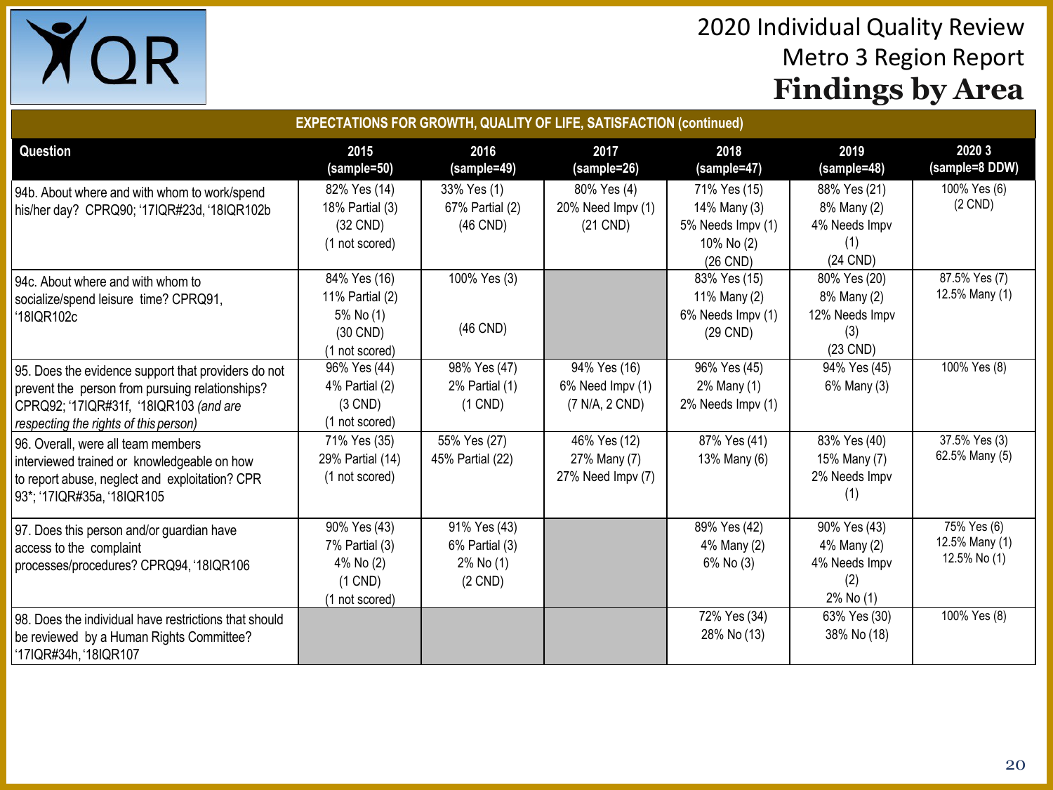# 2020 Individual Quality Review
## Metro 3 Region Report
## Findings by Area

| EXPECTATIONS FOR GROWTH, QUALITY OF LIFE, SATISFACTION (continued) | | | | | | |
|---|---|---|---|---|---|---|
| **Question** | **2015 (sample=50)** | **2016 (sample=49)** | **2017 (sample=26)** | **2018 (sample=47)** | **2019 (sample=48)** | **2020 3 (sample=8 DDW)** |
| 94b. About where and with whom to work/spend his/her day? CPRQ90; '17IQR#23d, '18IQR102b | 82% Yes (14) 18% Partial (3) (32 CND) (1 not scored) | 33% Yes (1) 67% Partial (2) (46 CND) | 80% Yes (4) 20% Need Impv (1) (21 CND) | 71% Yes (15) 14% Many (3) 5% Needs Impv (1) 10% No (2) (26 CND) | 88% Yes (21) 8% Many (2) 4% Needs Impv (1) (24 CND) | 100% Yes (6) (2 CND) |
| 94c. About where and with whom to socialize/spend leisure time? CPRQ91, '18IQR102c | 84% Yes (16) 11% Partial (2) 5% No (1) (30 CND) (1 not scored) | 100% Yes (3) (46 CND) | | 83% Yes (15) 11% Many (2) 6% Needs Impv (1) (29 CND) | 80% Yes (20) 8% Many (2) 12% Needs Impv (3) (23 CND) | 87.5% Yes (7) 12.5% Many (1) |
| 95. Does the evidence support that providers do not prevent the person from pursuing relationships? CPRQ92; '17IQR#31f, '18IQR103 *(and are respecting the rights of this person)* | 96% Yes (44) 4% Partial (2) (3 CND) (1 not scored) | 98% Yes (47) 2% Partial (1) (1 CND) | 94% Yes (16) 6% Need Impv (1) (7 N/A, 2 CND) | 96% Yes (45) 2% Many (1) 2% Needs Impv (1) | 94% Yes (45) 6% Many (3) | 100% Yes (8) |
| 96. Overall, were all team members interviewed trained or knowledgeable on how to report abuse, neglect and exploitation? CPR 93*; '17IQR#35a, '18IQR105 | 71% Yes (35) 29% Partial (14) (1 not scored) | 55% Yes (27) 45% Partial (22) | 46% Yes (12) 27% Many (7) 27% Need Impv (7) | 87% Yes (41) 13% Many (6) | 83% Yes (40) 15% Many (7) 2% Needs Impv (1) | 37.5% Yes (3) 62.5% Many (5) |
| 97. Does this person and/or guardian have access to the complaint processes/procedures? CPRQ94, '18IQR106 | 90% Yes (43) 7% Partial (3) 4% No (2) (1 CND) (1 not scored) | 91% Yes (43) 6% Partial (3) 2% No (1) (2 CND) | | 89% Yes (42) 4% Many (2) 6% No (3) | 90% Yes (43) 4% Many (2) 4% Needs Impv (2) 2% No (1) | 75% Yes (6) 12.5% Many (1) 12.5% No (1) |
| 98. Does the individual have restrictions that should be reviewed by a Human Rights Committee? '17IQR#34h, '18IQR107 | | | | 72% Yes (34) 28% No (13) | 63% Yes (30) 38% No (18) | 100% Yes (8) |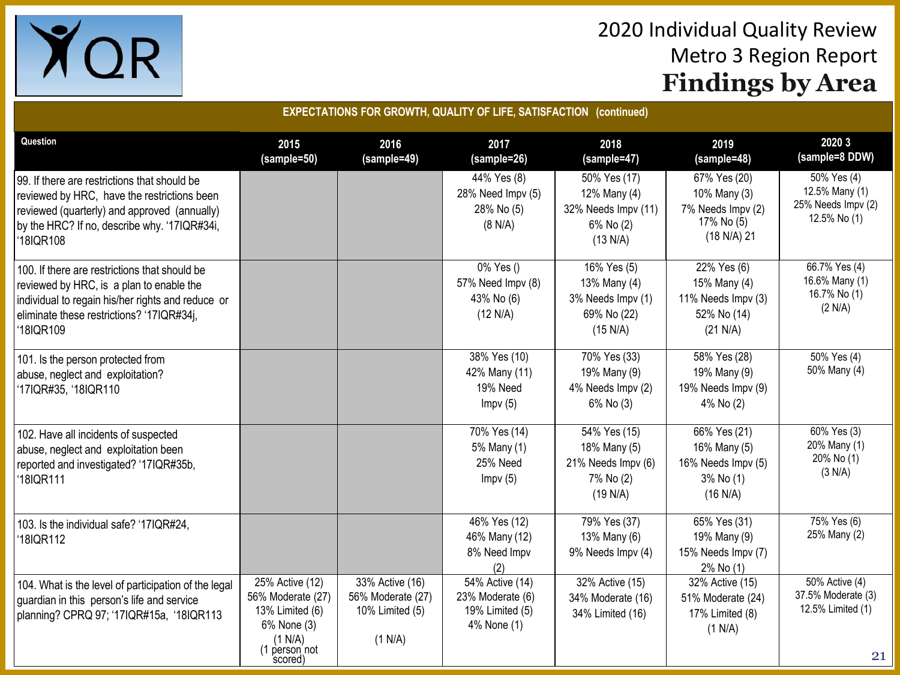# 2020 Individual Quality Review
## Metro 3 Region Report
## Findings by Area

| EXPECTATIONS FOR GROWTH, QUALITY OF LIFE, SATISFACTION (continued) | | | | | | |
|---|---|---|---|---|---|---|
| **Question** | **2015 (sample=50)** | **2016 (sample=49)** | **2017 (sample=26)** | **2018 (sample=47)** | **2019 (sample=48)** | **2020 3 (sample=8 DDW)** |
| 99. If there are restrictions that should be reviewed by HRC, have the restrictions been reviewed (quarterly) and approved (annually) by the HRC? If no, describe why. '17IQR#34i, '18IQR108 | | | 44% Yes (8)<br>28% Need Impv (5)<br>28% No (5)<br>(8 N/A) | 50% Yes (17)<br>12% Many (4)<br>32% Needs Impv (11)<br>6% No (2)<br>(13 N/A) | 67% Yes (20)<br>10% Many (3)<br>7% Needs Impv (2)<br>17% No (5)<br>(18 N/A) 21 | 50% Yes (4)<br>12.5% Many (1)<br>25% Needs Impv (2)<br>12.5% No (1) |
| 100. If there are restrictions that should be reviewed by HRC, is a plan to enable the individual to regain his/her rights and reduce or eliminate these restrictions? '17IQR#34j, '18IQR109 | | | 0% Yes ()<br>57% Need Impv (8)<br>43% No (6)<br>(12 N/A) | 16% Yes (5)<br>13% Many (4)<br>3% Needs Impv (1)<br>69% No (22)<br>(15 N/A) | 22% Yes (6)<br>15% Many (4)<br>11% Needs Impv (3)<br>52% No (14)<br>(21 N/A) | 66.7% Yes (4)<br>16.6% Many (1)<br>16.7% No (1)<br>(2 N/A) |
| 101. Is the person protected from abuse, neglect and exploitation? '17IQR#35, '18IQR110 | | | 38% Yes (10)<br>42% Many (11)<br>19% Need Impv (5) | 70% Yes (33)<br>19% Many (9)<br>4% Needs Impv (2)<br>6% No (3) | 58% Yes (28)<br>19% Many (9)<br>19% Needs Impv (9)<br>4% No (2) | 50% Yes (4)<br>50% Many (4) |
| 102. Have all incidents of suspected abuse, neglect and exploitation been reported and investigated? '17IQR#35b, '18IQR111 | | | 70% Yes (14)<br>5% Many (1)<br>25% Need Impv (5) | 54% Yes (15)<br>18% Many (5)<br>21% Needs Impv (6)<br>7% No (2)<br>(19 N/A) | 66% Yes (21)<br>16% Many (5)<br>16% Needs Impv (5)<br>3% No (1)<br>(16 N/A) | 60% Yes (3)<br>20% Many (1)<br>20% No (1)<br>(3 N/A) |
| 103. Is the individual safe? '17IQR#24, '18IQR112 | | | 46% Yes (12)<br>46% Many (12)<br>8% Need Impv (2) | 79% Yes (37)<br>13% Many (6)<br>9% Needs Impv (4) | 65% Yes (31)<br>19% Many (9)<br>15% Needs Impv (7)<br>2% No (1) | 75% Yes (6)<br>25% Many (2) |
| 104. What is the level of participation of the legal guardian in this person's life and service planning? CPRQ 97; '17IQR#15a, '18IQR113 | 25% Active (12)<br>56% Moderate (27)<br>13% Limited (6)<br>6% None (3)<br>(1 N/A)<br>(1 person not scored) | 33% Active (16)<br>56% Moderate (27)<br>10% Limited (5)<br>(1 N/A) | 54% Active (14)<br>23% Moderate (6)<br>19% Limited (5)<br>4% None (1) | 32% Active (15)<br>34% Moderate (16)<br>34% Limited (16) | 32% Active (15)<br>51% Moderate (24)<br>17% Limited (8)<br>(1 N/A) | 50% Active (4)<br>37.5% Moderate (3)<br>12.5% Limited (1) |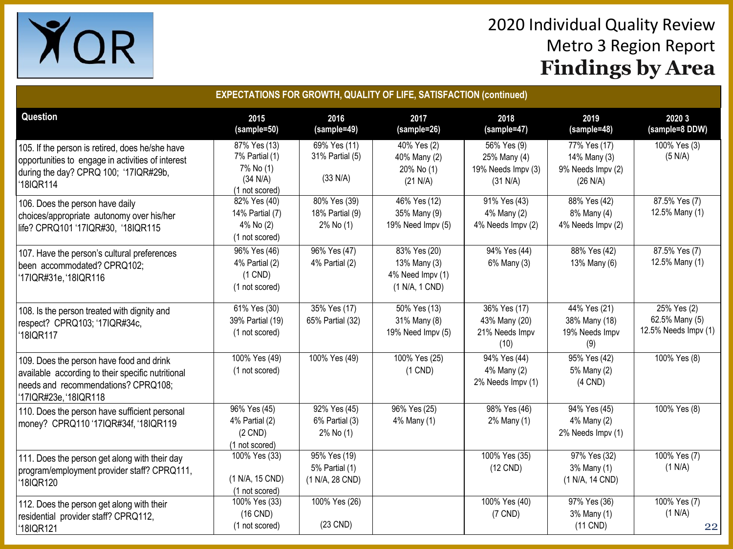# 2020 Individual Quality Review
## Metro 3 Region Report
## Findings by Area

| EXPECTATIONS FOR GROWTH, QUALITY OF LIFE, SATISFACTION (continued) | | | | | | |
|---|---|---|---|---|---|---|
| **Question** | **2015 (sample=50)** | **2016 (sample=49)** | **2017 (sample=26)** | **2018 (sample=47)** | **2019 (sample=48)** | **2020 3 (sample=8 DDW)** |
| 105. If the person is retired, does he/she have opportunities to engage in activities of interest during the day? CPRQ 100; '17IQR#29b, '18IQR114 | 87% Yes (13)<br>7% Partial (1)<br>7% No (1)<br>(34 N/A)<br>(1 not scored) | 69% Yes (11)<br>31% Partial (5)<br>(33 N/A) | 40% Yes (2)<br>40% Many (2)<br>20% No (1)<br>(21 N/A) | 56% Yes (9)<br>25% Many (4)<br>19% Needs Impv (3)<br>(31 N/A) | 77% Yes (17)<br>14% Many (3)<br>9% Needs Impv (2)<br>(26 N/A) | 100% Yes (3)<br>(5 N/A) |
| 106. Does the person have daily choices/appropriate autonomy over his/her life? CPRQ101 '17IQR#30, '18IQR115 | 82% Yes (40)<br>14% Partial (7)<br>4% No (2)<br>(1 not scored) | 80% Yes (39)<br>18% Partial (9)<br>2% No (1) | 46% Yes (12)<br>35% Many (9)<br>19% Need Impv (5) | 91% Yes (43)<br>4% Many (2)<br>4% Needs Impv (2) | 88% Yes (42)<br>8% Many (4)<br>4% Needs Impv (2) | 87.5% Yes (7)<br>12.5% Many (1) |
| 107. Have the person's cultural preferences been accommodated? CPRQ102; '17IQR#31e, '18IQR116 | 96% Yes (46)<br>4% Partial (2)<br>(1 CND)<br>(1 not scored) | 96% Yes (47)<br>4% Partial (2) | 83% Yes (20)<br>13% Many (3)<br>4% Need Impv (1)<br>(1 N/A, 1 CND) | 94% Yes (44)<br>6% Many (3) | 88% Yes (42)<br>13% Many (6) | 87.5% Yes (7)<br>12.5% Many (1) |
| 108. Is the person treated with dignity and respect? CPRQ103; '17IQR#34c, '18IQR117 | 61% Yes (30)<br>39% Partial (19)<br>(1 not scored) | 35% Yes (17)<br>65% Partial (32) | 50% Yes (13)<br>31% Many (8)<br>19% Need Impv (5) | 36% Yes (17)<br>43% Many (20)<br>21% Needs Impv (10) | 44% Yes (21)<br>38% Many (18)<br>19% Needs Impv (9) | 25% Yes (2)<br>62.5% Many (5)<br>12.5% Needs Impv (1) |
| 109. Does the person have food and drink available according to their specific nutritional needs and recommendations? CPRQ108; '17IQR#23e, '18IQR118 | 100% Yes (49)<br>(1 not scored) | 100% Yes (49) | 100% Yes (25)<br>(1 CND) | 94% Yes (44)<br>4% Many (2)<br>2% Needs Impv (1) | 95% Yes (42)<br>5% Many (2)<br>(4 CND) | 100% Yes (8) |
| 110. Does the person have sufficient personal money? CPRQ110 '17IQR#34f, '18IQR119 | 96% Yes (45)<br>4% Partial (2)<br>(2 CND)<br>(1 not scored) | 92% Yes (45)<br>6% Partial (3)<br>2% No (1) | 96% Yes (25)<br>4% Many (1) | 98% Yes (46)<br>2% Many (1) | 94% Yes (45)<br>4% Many (2)<br>2% Needs Impv (1) | 100% Yes (8) |
| 111. Does the person get along with their day program/employment provider staff? CPRQ111, '18IQR120 | 100% Yes (33)<br>(1 N/A, 15 CND)<br>(1 not scored) | 95% Yes (19)<br>5% Partial (1)<br>(1 N/A, 28 CND) | | 100% Yes (35)<br>(12 CND) | 97% Yes (32)<br>3% Many (1)<br>(1 N/A, 14 CND) | 100% Yes (7)<br>(1 N/A) |
| 112. Does the person get along with their residential provider staff? CPRQ112, '18IQR121 | 100% Yes (33)<br>(16 CND)<br>(1 not scored) | 100% Yes (26)<br>(23 CND) | | 100% Yes (40)<br>(7 CND) | 97% Yes (36)<br>3% Many (1)<br>(11 CND) | 100% Yes (7)<br>(1 N/A) |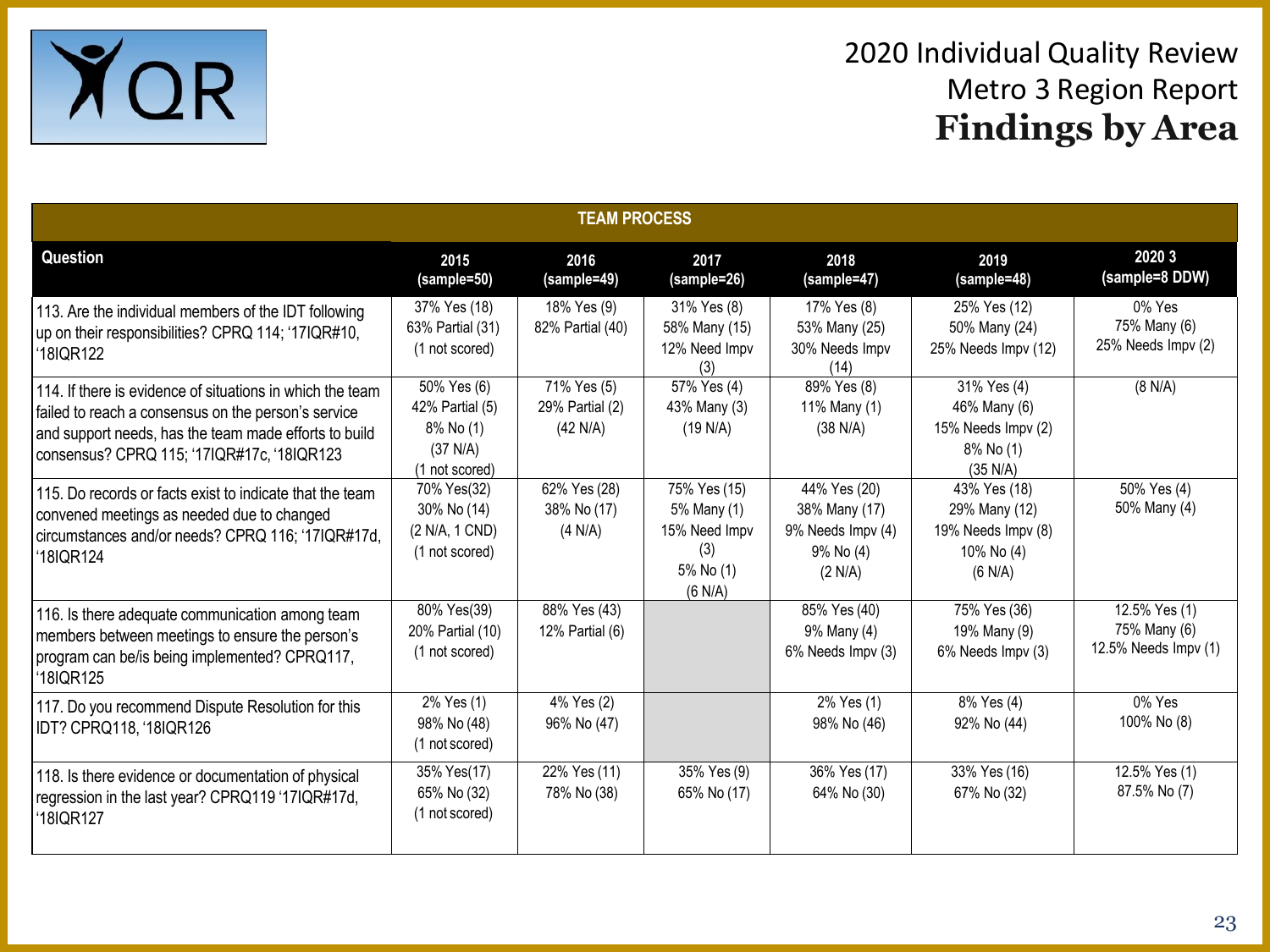# 2020 Individual Quality Review
## Metro 3 Region Report
## Findings by Area

| TEAM PROCESS | | | | | | |
|---|---|---|---|---|---|---|
| **Question** | **2015 (sample=50)** | **2016 (sample=49)** | **2017 (sample=26)** | **2018 (sample=47)** | **2019 (sample=48)** | **2020 3 (sample=8 DDW)** |
| 113. Are the individual members of the IDT following up on their responsibilities? CPRQ 114; '17IQR#10, '18IQR122 | 37% Yes (18) 63% Partial (31) (1 not scored) | 18% Yes (9) 82% Partial (40) | 31% Yes (8) 58% Many (15) 12% Need Impv (3) | 17% Yes (8) 53% Many (25) 30% Needs Impv (14) | 25% Yes (12) 50% Many (24) 25% Needs Impv (12) | 0% Yes 75% Many (6) 25% Needs Impv (2) |
| 114. If there is evidence of situations in which the team failed to reach a consensus on the person's service and support needs, has the team made efforts to build consensus? CPRQ 115; '17IQR#17c, '18IQR123 | 50% Yes (6) 42% Partial (5) 8% No (1) (37 N/A) (1 not scored) | 71% Yes (5) 29% Partial (2) (42 N/A) | 57% Yes (4) 43% Many (3) (19 N/A) | 89% Yes (8) 11% Many (1) (38 N/A) | 31% Yes (4) 46% Many (6) 15% Needs Impv (2) 8% No (1) (35 N/A) | (8 N/A) |
| 115. Do records or facts exist to indicate that the team convened meetings as needed due to changed circumstances and/or needs? CPRQ 116; '17IQR#17d, '18IQR124 | 70% Yes(32) 30% No (14) (2 N/A, 1 CND) (1 not scored) | 62% Yes (28) 38% No (17) (4 N/A) | 75% Yes (15) 5% Many (1) 15% Need Impv (3) 5% No (1) (6 N/A) | 44% Yes (20) 38% Many (17) 9% Needs Impv (4) 9% No (4) (2 N/A) | 43% Yes (18) 29% Many (12) 19% Needs Impv (8) 10% No (4) (6 N/A) | 50% Yes (4) 50% Many (4) |
| 116. Is there adequate communication among team members between meetings to ensure the person's program can be/is being implemented? CPRQ117, '18IQR125 | 80% Yes(39) 20% Partial (10) (1 not scored) | 88% Yes (43) 12% Partial (6) | | 85% Yes (40) 9% Many (4) 6% Needs Impv (3) | 75% Yes (36) 19% Many (9) 6% Needs Impv (3) | 12.5% Yes (1) 75% Many (6) 12.5% Needs Impv (1) |
| 117. Do you recommend Dispute Resolution for this IDT? CPRQ118, '18IQR126 | 2% Yes (1) 98% No (48) (1 not scored) | 4% Yes (2) 96% No (47) | | 2% Yes (1) 98% No (46) | 8% Yes (4) 92% No (44) | 0% Yes 100% No (8) |
| 118. Is there evidence or documentation of physical regression in the last year? CPRQ119 '17IQR#17d, '18IQR127 | 35% Yes(17) 65% No (32) (1 not scored) | 22% Yes (11) 78% No (38) | 35% Yes (9) 65% No (17) | 36% Yes (17) 64% No (30) | 33% Yes (16) 67% No (32) | 12.5% Yes (1) 87.5% No (7) |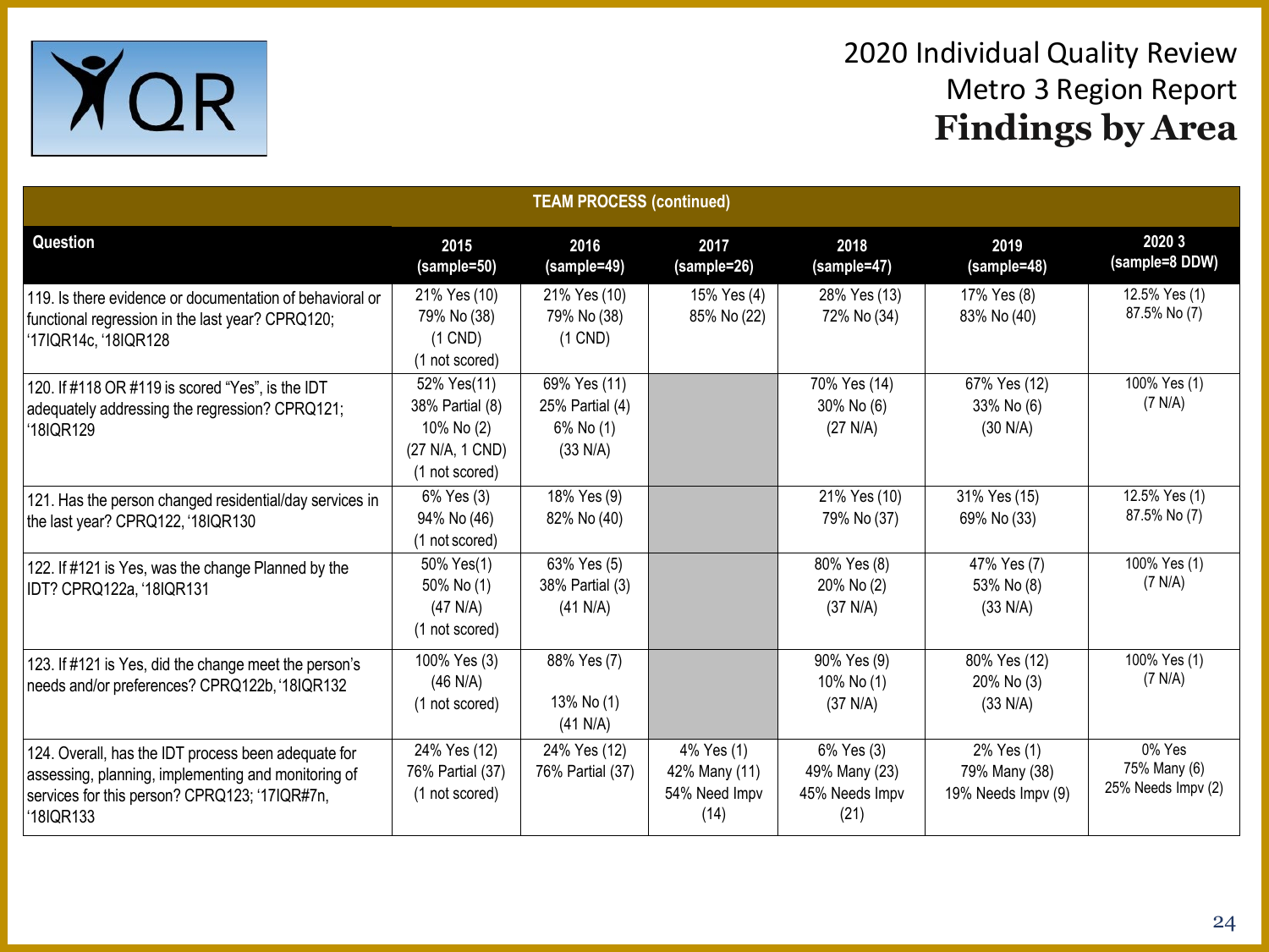# 2020 Individual Quality Review
## Metro 3 Region Report
## Findings by Area

| TEAM PROCESS (continued) | | | | | | |
|---|---|---|---|---|---|---|
| **Question** | **2015 (sample=50)** | **2016 (sample=49)** | **2017 (sample=26)** | **2018 (sample=47)** | **2019 (sample=48)** | **2020 3 (sample=8 DDW)** |
| 119. Is there evidence or documentation of behavioral or functional regression in the last year? CPRQ120; '17IQR14c, '18IQR128 | 21% Yes (10) 79% No (38) (1 CND) (1 not scored) | 21% Yes (10) 79% No (38) (1 CND) | 15% Yes (4) 85% No (22) | 28% Yes (13) 72% No (34) | 17% Yes (8) 83% No (40) | 12.5% Yes (1) 87.5% No (7) |
| 120. If #118 OR #119 is scored "Yes", is the IDT adequately addressing the regression? CPRQ121; '18IQR129 | 52% Yes(11) 38% Partial (8) 10% No (2) (27 N/A, 1 CND) (1 not scored) | 69% Yes (11) 25% Partial (4) 6% No (1) (33 N/A) | | 70% Yes (14) 30% No (6) (27 N/A) | 67% Yes (12) 33% No (6) (30 N/A) | 100% Yes (1) (7 N/A) |
| 121. Has the person changed residential/day services in the last year? CPRQ122, '18IQR130 | 6% Yes (3) 94% No (46) (1 not scored) | 18% Yes (9) 82% No (40) | | 21% Yes (10) 79% No (37) | 31% Yes (15) 69% No (33) | 12.5% Yes (1) 87.5% No (7) |
| 122. If #121 is Yes, was the change Planned by the IDT? CPRQ122a, '18IQR131 | 50% Yes(1) 50% No (1) (47 N/A) (1 not scored) | 63% Yes (5) 38% Partial (3) (41 N/A) | | 80% Yes (8) 20% No (2) (37 N/A) | 47% Yes (7) 53% No (8) (33 N/A) | 100% Yes (1) (7 N/A) |
| 123. If #121 is Yes, did the change meet the person's needs and/or preferences? CPRQ122b, '18IQR132 | 100% Yes (3) (46 N/A) (1 not scored) | 88% Yes (7) 13% No (1) (41 N/A) | | 90% Yes (9) 10% No (1) (37 N/A) | 80% Yes (12) 20% No (3) (33 N/A) | 100% Yes (1) (7 N/A) |
| 124. Overall, has the IDT process been adequate for assessing, planning, implementing and monitoring of services for this person? CPRQ123; '17IQR#7n, '18IQR133 | 24% Yes (12) 76% Partial (37) (1 not scored) | 24% Yes (12) 76% Partial (37) | 4% Yes (1) 42% Many (11) 54% Need Impv (14) | 6% Yes (3) 49% Many (23) 45% Needs Impv (21) | 2% Yes (1) 79% Many (38) 19% Needs Impv (9) | 0% Yes 75% Many (6) 25% Needs Impv (2) |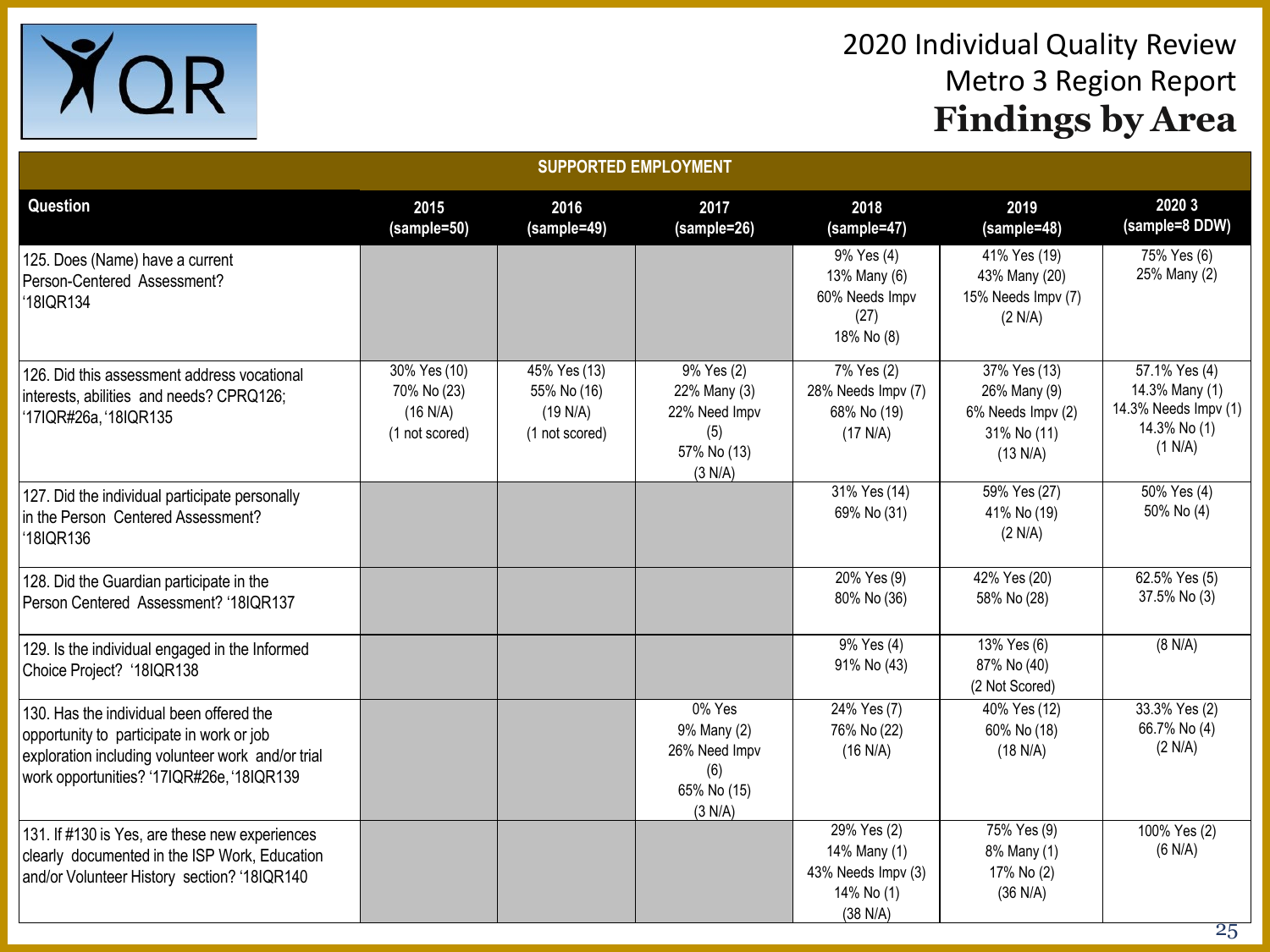# 2020 Individual Quality Review
## Metro 3 Region Report
## Findings by Area

| SUPPORTED EMPLOYMENT | | | | | | |
|---|---|---|---|---|---|---|
| **Question** | **2015 (sample=50)** | **2016 (sample=49)** | **2017 (sample=26)** | **2018 (sample=47)** | **2019 (sample=48)** | **2020 3 (sample=8 DDW)** |
| 125. Does (Name) have a current Person-Centered Assessment? '18IQR134 | | | | 9% Yes (4) 13% Many (6) 60% Needs Impv (27) 18% No (8) | 41% Yes (19) 43% Many (20) 15% Needs Impv (7) (2 N/A) | 75% Yes (6) 25% Many (2) |
| 126. Did this assessment address vocational interests, abilities and needs? CPRQ126; '17IQR#26a, '18IQR135 | 30% Yes (10) 70% No (23) (16 N/A) (1 not scored) | 45% Yes (13) 55% No (16) (19 N/A) (1 not scored) | 9% Yes (2) 22% Many (3) 22% Need Impv (5) 57% No (13) (3 N/A) | 7% Yes (2) 28% Needs Impv (7) 68% No (19) (17 N/A) | 37% Yes (13) 26% Many (9) 6% Needs Impv (2) 31% No (11) (13 N/A) | 57.1% Yes (4) 14.3% Many (1) 14.3% Needs Impv (1) 14.3% No (1) (1 N/A) |
| 127. Did the individual participate personally in the Person Centered Assessment? '18IQR136 | | | | 31% Yes (14) 69% No (31) | 59% Yes (27) 41% No (19) (2 N/A) | 50% Yes (4) 50% No (4) |
| 128. Did the Guardian participate in the Person Centered Assessment? '18IQR137 | | | | 20% Yes (9) 80% No (36) | 42% Yes (20) 58% No (28) | 62.5% Yes (5) 37.5% No (3) |
| 129. Is the individual engaged in the Informed Choice Project? '18IQR138 | | | | 9% Yes (4) 91% No (43) | 13% Yes (6) 87% No (40) (2 Not Scored) | (8 N/A) |
| 130. Has the individual been offered the opportunity to participate in work or job exploration including volunteer work and/or trial work opportunities? '17IQR#26e, '18IQR139 | | | 0% Yes 9% Many (2) 26% Need Impv (6) 65% No (15) (3 N/A) | 24% Yes (7) 76% No (22) (16 N/A) | 40% Yes (12) 60% No (18) (18 N/A) | 33.3% Yes (2) 66.7% No (4) (2 N/A) |
| 131. If #130 is Yes, are these new experiences clearly documented in the ISP Work, Education and/or Volunteer History section? '18IQR140 | | | | 29% Yes (2) 14% Many (1) 43% Needs Impv (3) 14% No (1) (38 N/A) | 75% Yes (9) 8% Many (1) 17% No (2) (36 N/A) | 100% Yes (2) (6 N/A) |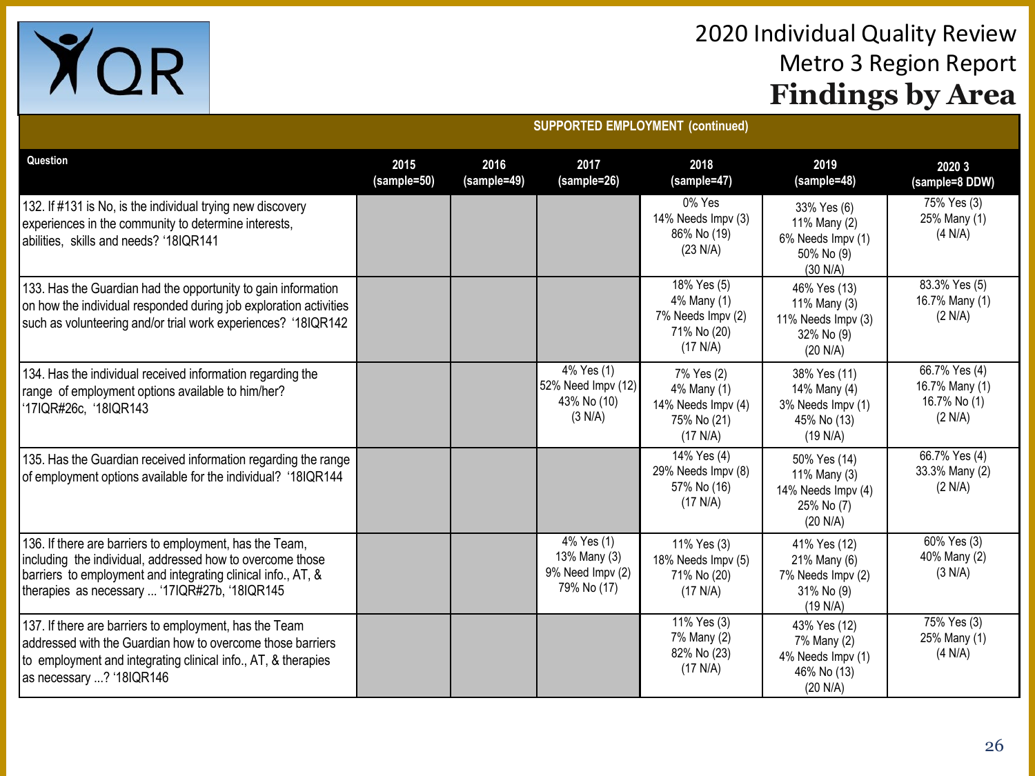# 2020 Individual Quality Review
## Metro 3 Region Report
## Findings by Area

**SUPPORTED EMPLOYMENT (continued)**

| Question | 2015 (sample=50) | 2016 (sample=49) | 2017 (sample=26) | 2018 (sample=47) | 2019 (sample=48) | 2020 3 (sample=8 DDW) |
|---|---|---|---|---|---|---|
| 132. If #131 is No, is the individual trying new discovery experiences in the community to determine interests, abilities, skills and needs? '18IQR141 | | | | 0% Yes<br>14% Needs Impv (3)<br>86% No (19)<br>(23 N/A) | 33% Yes (6)<br>11% Many (2)<br>6% Needs Impv (1)<br>50% No (9)<br>(30 N/A) | 75% Yes (3)<br>25% Many (1)<br>(4 N/A) |
| 133. Has the Guardian had the opportunity to gain information on how the individual responded during job exploration activities such as volunteering and/or trial work experiences? '18IQR142 | | | | 18% Yes (5)<br>4% Many (1)<br>7% Needs Impv (2)<br>71% No (20)<br>(17 N/A) | 46% Yes (13)<br>11% Many (3)<br>11% Needs Impv (3)<br>32% No (9)<br>(20 N/A) | 83.3% Yes (5)<br>16.7% Many (1)<br>(2 N/A) |
| 134. Has the individual received information regarding the range of employment options available to him/her? '17IQR#26c, '18IQR143 | | | 4% Yes (1)<br>52% Need Impv (12)<br>43% No (10)<br>(3 N/A) | 7% Yes (2)<br>4% Many (1)<br>14% Needs Impv (4)<br>75% No (21)<br>(17 N/A) | 38% Yes (11)<br>14% Many (4)<br>3% Needs Impv (1)<br>45% No (13)<br>(19 N/A) | 66.7% Yes (4)<br>16.7% Many (1)<br>16.7% No (1)<br>(2 N/A) |
| 135. Has the Guardian received information regarding the range of employment options available for the individual? '18IQR144 | | | | 14% Yes (4)<br>29% Needs Impv (8)<br>57% No (16)<br>(17 N/A) | 50% Yes (14)<br>11% Many (3)<br>14% Needs Impv (4)<br>25% No (7)<br>(20 N/A) | 66.7% Yes (4)<br>33.3% Many (2)<br>(2 N/A) |
| 136. If there are barriers to employment, has the Team, including the individual, addressed how to overcome those barriers to employment and integrating clinical info., AT, & therapies as necessary ... '17IQR#27b, '18IQR145 | | | 4% Yes (1)<br>13% Many (3)<br>9% Need Impv (2)<br>79% No (17) | 11% Yes (3)<br>18% Needs Impv (5)<br>71% No (20)<br>(17 N/A) | 41% Yes (12)<br>21% Many (6)<br>7% Needs Impv (2)<br>31% No (9)<br>(19 N/A) | 60% Yes (3)<br>40% Many (2)<br>(3 N/A) |
| 137. If there are barriers to employment, has the Team addressed with the Guardian how to overcome those barriers to employment and integrating clinical info., AT, & therapies as necessary ...? '18IQR146 | | | | 11% Yes (3)<br>7% Many (2)<br>82% No (23)<br>(17 N/A) | 43% Yes (12)<br>7% Many (2)<br>4% Needs Impv (1)<br>46% No (13)<br>(20 N/A) | 75% Yes (3)<br>25% Many (1)<br>(4 N/A) |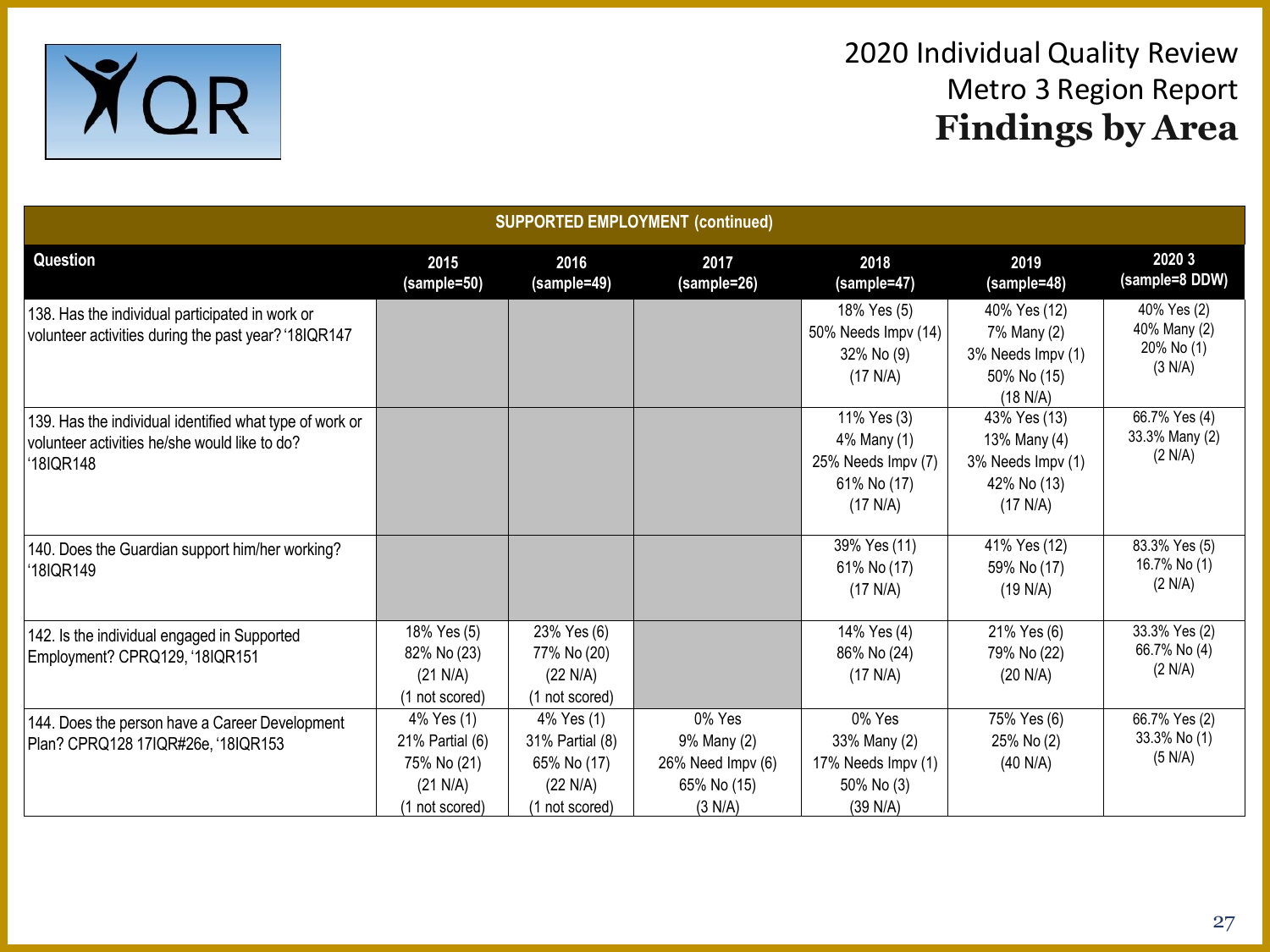# 2020 Individual Quality Review
## Metro 3 Region Report
## Findings by Area

| SUPPORTED EMPLOYMENT (continued) | | | | | | |
|---|---|---|---|---|---|---|
| **Question** | **2015 (sample=50)** | **2016 (sample=49)** | **2017 (sample=26)** | **2018 (sample=47)** | **2019 (sample=48)** | **2020 3 (sample=8 DDW)** |
| 138. Has the individual participated in work or volunteer activities during the past year? '18IQR147 | | | | 18% Yes (5) 50% Needs Impv (14) 32% No (9) (17 N/A) | 40% Yes (12) 7% Many (2) 3% Needs Impv (1) 50% No (15) (18 N/A) | 40% Yes (2) 40% Many (2) 20% No (1) (3 N/A) |
| 139. Has the individual identified what type of work or volunteer activities he/she would like to do? '18IQR148 | | | | 11% Yes (3) 4% Many (1) 25% Needs Impv (7) 61% No (17) (17 N/A) | 43% Yes (13) 13% Many (4) 3% Needs Impv (1) 42% No (13) (17 N/A) | 66.7% Yes (4) 33.3% Many (2) (2 N/A) |
| 140. Does the Guardian support him/her working? '18IQR149 | | | | 39% Yes (11) 61% No (17) (17 N/A) | 41% Yes (12) 59% No (17) (19 N/A) | 83.3% Yes (5) 16.7% No (1) (2 N/A) |
| 142. Is the individual engaged in Supported Employment? CPRQ129, '18IQR151 | 18% Yes (5) 82% No (23) (21 N/A) (1 not scored) | 23% Yes (6) 77% No (20) (22 N/A) (1 not scored) | | 14% Yes (4) 86% No (24) (17 N/A) | 21% Yes (6) 79% No (22) (20 N/A) | 33.3% Yes (2) 66.7% No (4) (2 N/A) |
| 144. Does the person have a Career Development Plan? CPRQ128 17IQR#26e, '18IQR153 | 4% Yes (1) 21% Partial (6) 75% No (21) (21 N/A) (1 not scored) | 4% Yes (1) 31% Partial (8) 65% No (17) (22 N/A) (1 not scored) | 0% Yes 9% Many (2) 26% Need Impv (6) 65% No (15) (3 N/A) | 0% Yes 33% Many (2) 17% Needs Impv (1) 50% No (3) (39 N/A) | 75% Yes (6) 25% No (2) (40 N/A) | 66.7% Yes (2) 33.3% No (1) (5 N/A) |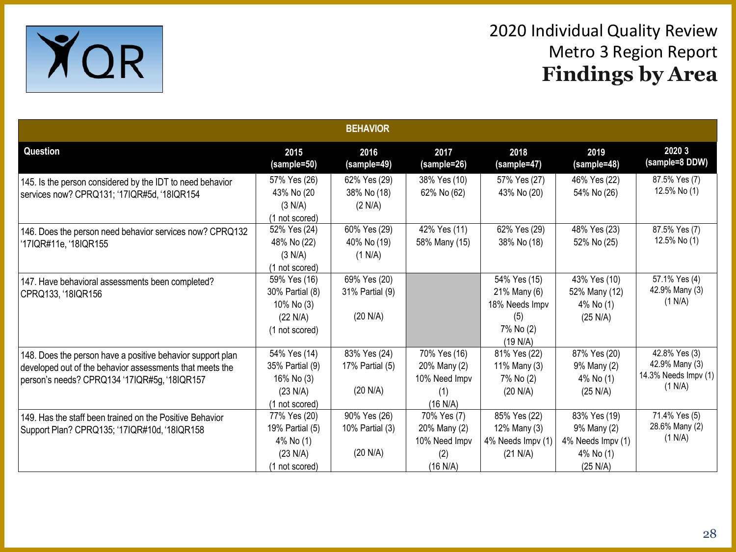# 2020 Individual Quality Review
## Metro 3 Region Report
## Findings by Area

| BEHAVIOR | | | | | | |
|---|---|---|---|---|---|---|
| **Question** | **2015 (sample=50)** | **2016 (sample=49)** | **2017 (sample=26)** | **2018 (sample=47)** | **2019 (sample=48)** | **2020 3 (sample=8 DDW)** |
| 145. Is the person considered by the IDT to need behavior services now? CPRQ131; '17IQR#5d, '18IQR154 | 57% Yes (26)<br>43% No (20<br>(3 N/A)<br>(1 not scored) | 62% Yes (29)<br>38% No (18)<br>(2 N/A) | 38% Yes (10)<br>62% No (62) | 57% Yes (27)<br>43% No (20) | 46% Yes (22)<br>54% No (26) | 87.5% Yes (7)<br>12.5% No (1) |
| 146. Does the person need behavior services now? CPRQ132 '17IQR#11e, '18IQR155 | 52% Yes (24)<br>48% No (22)<br>(3 N/A)<br>(1 not scored) | 60% Yes (29)<br>40% No (19)<br>(1 N/A) | 42% Yes (11)<br>58% Many (15) | 62% Yes (29)<br>38% No (18) | 48% Yes (23)<br>52% No (25) | 87.5% Yes (7)<br>12.5% No (1) |
| 147. Have behavioral assessments been completed? CPRQ133, '18IQR156 | 59% Yes (16)<br>30% Partial (8)<br>10% No (3)<br>(22 N/A)<br>(1 not scored) | 69% Yes (20)<br>31% Partial (9)<br>(20 N/A) | | 54% Yes (15)<br>21% Many (6)<br>18% Needs Impv (5)<br>7% No (2)<br>(19 N/A) | 43% Yes (10)<br>52% Many (12)<br>4% No (1)<br>(25 N/A) | 57.1% Yes (4)<br>42.9% Many (3)<br>(1 N/A) |
| 148. Does the person have a positive behavior support plan developed out of the behavior assessments that meets the person's needs? CPRQ134 '17IQR#5g, '18IQR157 | 54% Yes (14)<br>35% Partial (9)<br>16% No (3)<br>(23 N/A)<br>(1 not scored) | 83% Yes (24)<br>17% Partial (5)<br>(20 N/A) | 70% Yes (16)<br>20% Many (2)<br>10% Need Impv (1)<br>(16 N/A) | 81% Yes (22)<br>11% Many (3)<br>7% No (2)<br>(20 N/A) | 87% Yes (20)<br>9% Many (2)<br>4% No (1)<br>(25 N/A) | 42.8% Yes (3)<br>42.9% Many (3)<br>14.3% Needs Impv (1)<br>(1 N/A) |
| 149. Has the staff been trained on the Positive Behavior Support Plan? CPRQ135; '17IQR#10d, '18IQR158 | 77% Yes (20)<br>19% Partial (5)<br>4% No (1)<br>(23 N/A)<br>(1 not scored) | 90% Yes (26)<br>10% Partial (3)<br>(20 N/A) | 70% Yes (7)<br>20% Many (2)<br>10% Need Impv (2)<br>(16 N/A) | 85% Yes (22)<br>12% Many (3)<br>4% Needs Impv (1)<br>(21 N/A) | 83% Yes (19)<br>9% Many (2)<br>4% Needs Impv (1)<br>4% No (1)<br>(25 N/A) | 71.4% Yes (5)<br>28.6% Many (2)<br>(1 N/A) |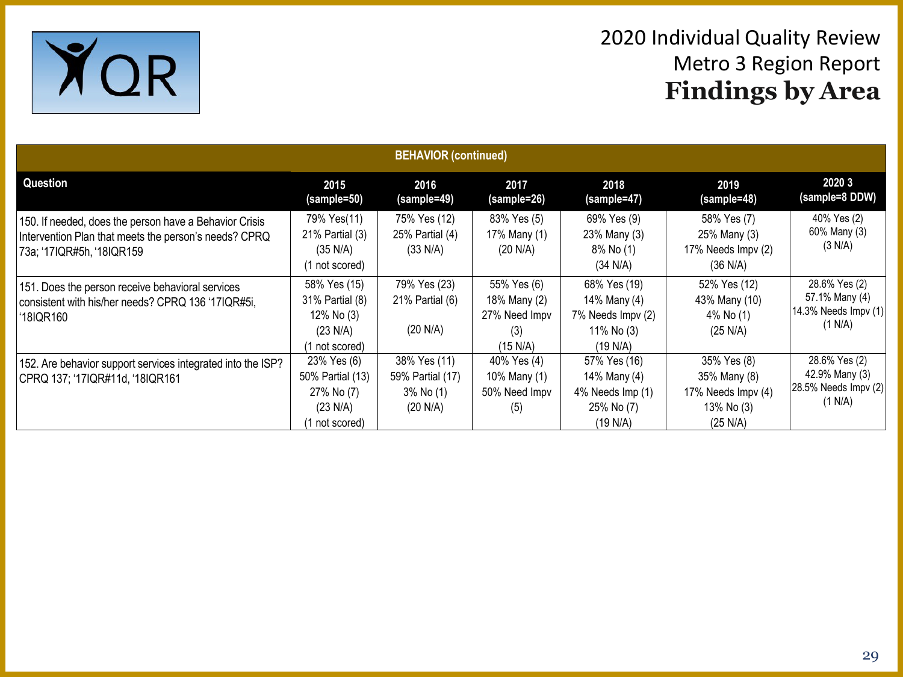# 2020 Individual Quality Review
## Metro 3 Region Report
## **Findings by Area**

| BEHAVIOR (continued) | | | | | | |
|---|---|---|---|---|---|---|
| **Question** | **2015 (sample=50)** | **2016 (sample=49)** | **2017 (sample=26)** | **2018 (sample=47)** | **2019 (sample=48)** | **2020 3 (sample=8 DDW)** |
| 150. If needed, does the person have a Behavior Crisis Intervention Plan that meets the person's needs? CPRQ 73a; '17IQR#5h, '18IQR159 | 79% Yes(11)<br>21% Partial (3)<br>(35 N/A)<br>(1 not scored) | 75% Yes (12)<br>25% Partial (4)<br>(33 N/A) | 83% Yes (5)<br>17% Many (1)<br>(20 N/A) | 69% Yes (9)<br>23% Many (3)<br>8% No (1)<br>(34 N/A) | 58% Yes (7)<br>25% Many (3)<br>17% Needs Impv (2)<br>(36 N/A) | 40% Yes (2)<br>60% Many (3)<br>(3 N/A) |
| 151. Does the person receive behavioral services consistent with his/her needs? CPRQ 136 '17IQR#5i, '18IQR160 | 58% Yes (15)<br>31% Partial (8)<br>12% No (3)<br>(23 N/A)<br>(1 not scored) | 79% Yes (23)<br>21% Partial (6)<br>(20 N/A) | 55% Yes (6)<br>18% Many (2)<br>27% Need Impv (3)<br>(15 N/A) | 68% Yes (19)<br>14% Many (4)<br>7% Needs Impv (2)<br>11% No (3)<br>(19 N/A) | 52% Yes (12)<br>43% Many (10)<br>4% No (1)<br>(25 N/A) | 28.6% Yes (2)<br>57.1% Many (4)<br>14.3% Needs Impv (1)<br>(1 N/A) |
| 152. Are behavior support services integrated into the ISP? CPRQ 137; '17IQR#11d, '18IQR161 | 23% Yes (6)<br>50% Partial (13)<br>27% No (7)<br>(23 N/A)<br>(1 not scored) | 38% Yes (11)<br>59% Partial (17)<br>3% No (1)<br>(20 N/A) | 40% Yes (4)<br>10% Many (1)<br>50% Need Impv (5) | 57% Yes (16)<br>14% Many (4)<br>4% Needs Imp (1)<br>25% No (7)<br>(19 N/A) | 35% Yes (8)<br>35% Many (8)<br>17% Needs Impv (4)<br>13% No (3)<br>(25 N/A) | 28.6% Yes (2)<br>42.9% Many (3)<br>28.5% Needs Impv (2)<br>(1 N/A) |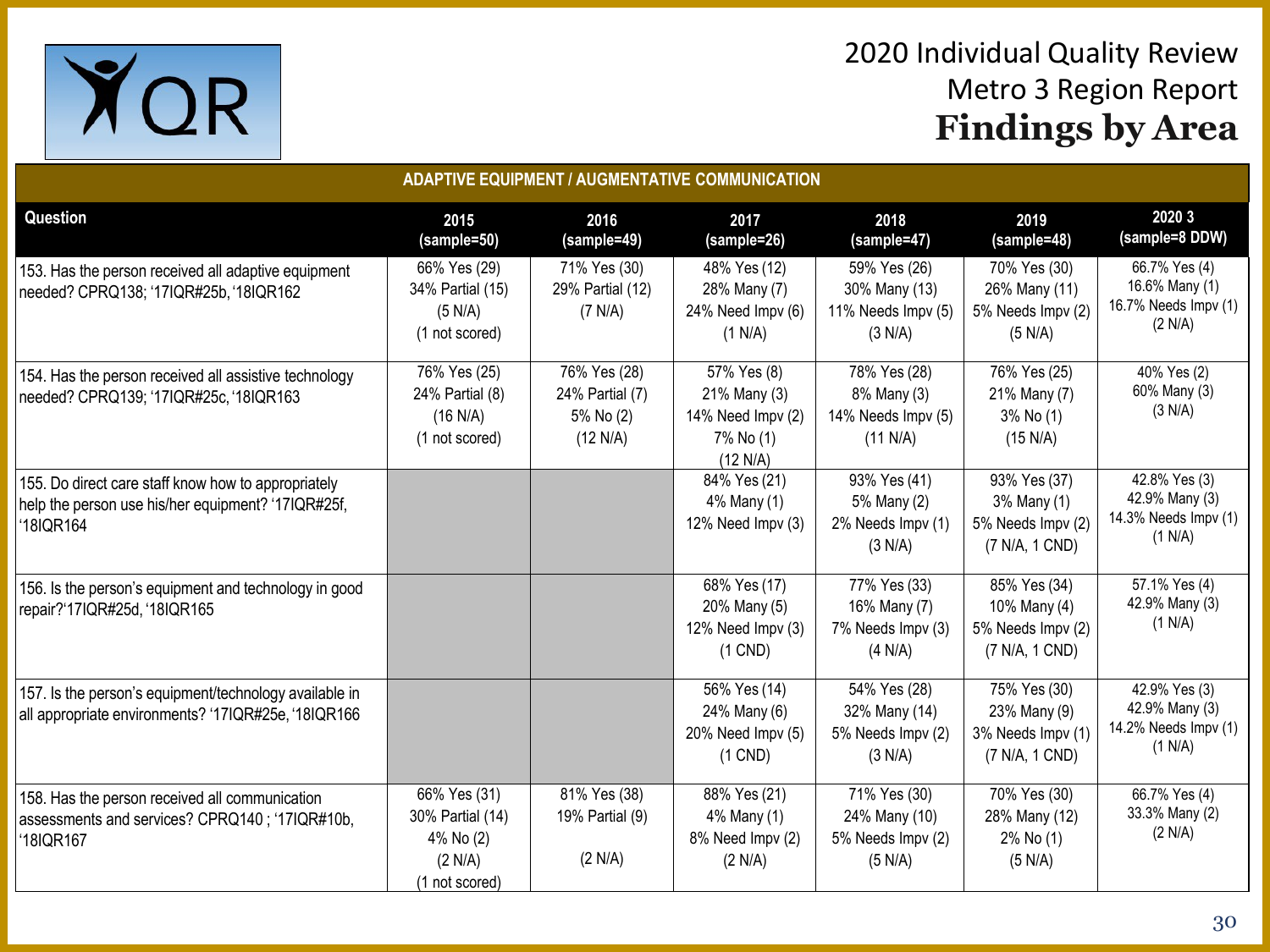# 2020 Individual Quality Review
## Metro 3 Region Report
## Findings by Area

| ADAPTIVE EQUIPMENT / AUGMENTATIVE COMMUNICATION | | | | | | |
|---|---|---|---|---|---|---|
| **Question** | **2015 (sample=50)** | **2016 (sample=49)** | **2017 (sample=26)** | **2018 (sample=47)** | **2019 (sample=48)** | **2020 3 (sample=8 DDW)** |
| 153. Has the person received all adaptive equipment needed? CPRQ138; '17IQR#25b, '18IQR162 | 66% Yes (29) 34% Partial (15) (5 N/A) (1 not scored) | 71% Yes (30) 29% Partial (12) (7 N/A) | 48% Yes (12) 28% Many (7) 24% Need Impv (6) (1 N/A) | 59% Yes (26) 30% Many (13) 11% Needs Impv (5) (3 N/A) | 70% Yes (30) 26% Many (11) 5% Needs Impv (2) (5 N/A) | 66.7% Yes (4) 16.6% Many (1) 16.7% Needs Impv (1) (2 N/A) |
| 154. Has the person received all assistive technology needed? CPRQ139; '17IQR#25c, '18IQR163 | 76% Yes (25) 24% Partial (8) (16 N/A) (1 not scored) | 76% Yes (28) 24% Partial (7) 5% No (2) (12 N/A) | 57% Yes (8) 21% Many (3) 14% Need Impv (2) 7% No (1) (12 N/A) | 78% Yes (28) 8% Many (3) 14% Needs Impv (5) (11 N/A) | 76% Yes (25) 21% Many (7) 3% No (1) (15 N/A) | 40% Yes (2) 60% Many (3) (3 N/A) |
| 155. Do direct care staff know how to appropriately help the person use his/her equipment? '17IQR#25f, '18IQR164 | | | 84% Yes (21) 4% Many (1) 12% Need Impv (3) | 93% Yes (41) 5% Many (2) 2% Needs Impv (1) (3 N/A) | 93% Yes (37) 3% Many (1) 5% Needs Impv (2) (7 N/A, 1 CND) | 42.8% Yes (3) 42.9% Many (3) 14.3% Needs Impv (1) (1 N/A) |
| 156. Is the person's equipment and technology in good repair?'17IQR#25d, '18IQR165 | | | 68% Yes (17) 20% Many (5) 12% Need Impv (3) (1 CND) | 77% Yes (33) 16% Many (7) 7% Needs Impv (3) (4 N/A) | 85% Yes (34) 10% Many (4) 5% Needs Impv (2) (7 N/A, 1 CND) | 57.1% Yes (4) 42.9% Many (3) (1 N/A) |
| 157. Is the person's equipment/technology available in all appropriate environments? '17IQR#25e, '18IQR166 | | | 56% Yes (14) 24% Many (6) 20% Need Impv (5) (1 CND) | 54% Yes (28) 32% Many (14) 5% Needs Impv (2) (3 N/A) | 75% Yes (30) 23% Many (9) 3% Needs Impv (1) (7 N/A, 1 CND) | 42.9% Yes (3) 42.9% Many (3) 14.2% Needs Impv (1) (1 N/A) |
| 158. Has the person received all communication assessments and services? CPRQ140 ; '17IQR#10b, '18IQR167 | 66% Yes (31) 30% Partial (14) 4% No (2) (2 N/A) (1 not scored) | 81% Yes (38) 19% Partial (9) (2 N/A) | 88% Yes (21) 4% Many (1) 8% Need Impv (2) (2 N/A) | 71% Yes (30) 24% Many (10) 5% Needs Impv (2) (5 N/A) | 70% Yes (30) 28% Many (12) 2% No (1) (5 N/A) | 66.7% Yes (4) 33.3% Many (2) (2 N/A) |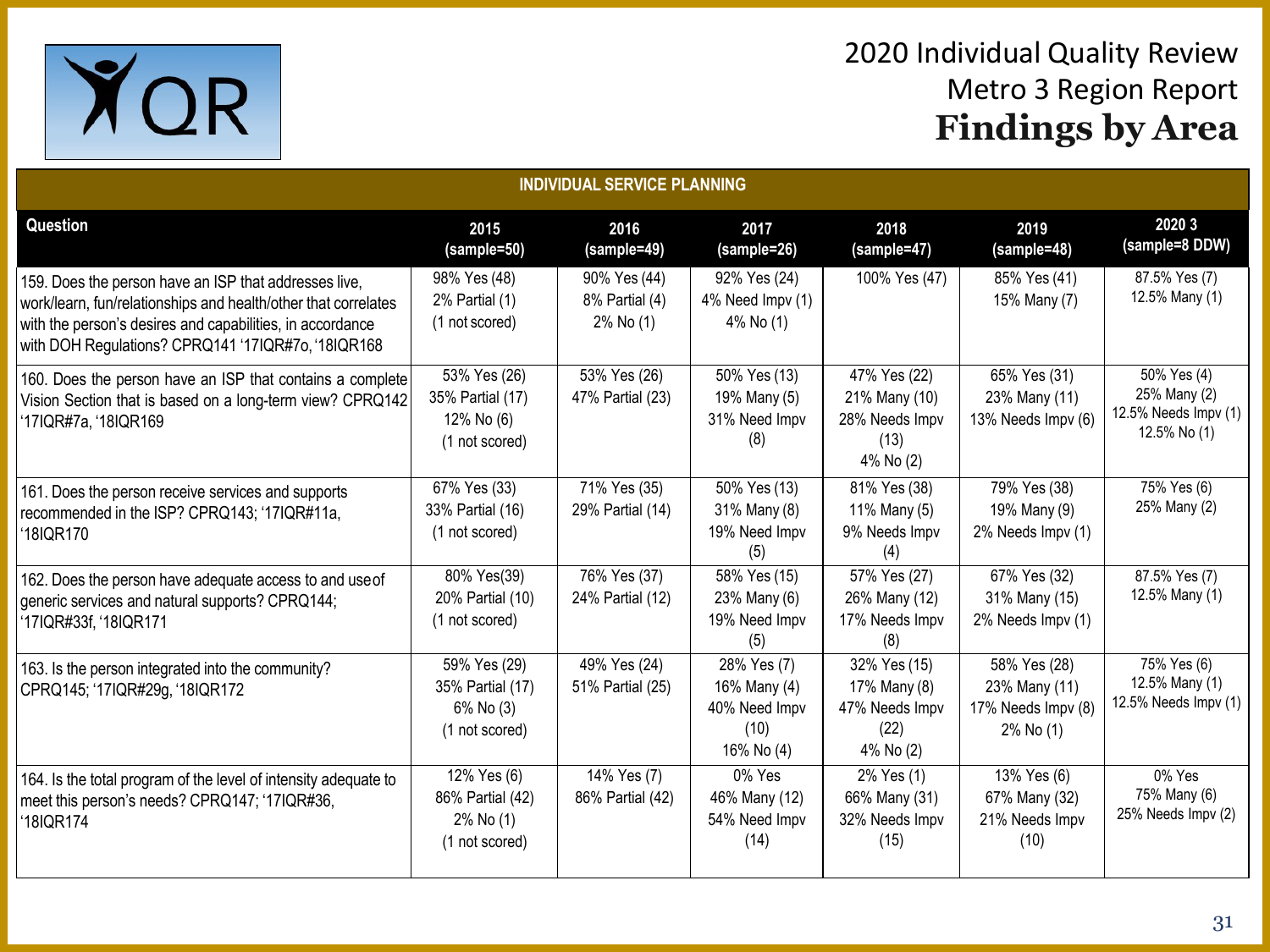# 2020 Individual Quality Review
## Metro 3 Region Report
## Findings by Area

| INDIVIDUAL SERVICE PLANNING | | | | | | |
|---|---|---|---|---|---|---|
| **Question** | **2015 (sample=50)** | **2016 (sample=49)** | **2017 (sample=26)** | **2018 (sample=47)** | **2019 (sample=48)** | **2020 3 (sample=8 DDW)** |
| 159. Does the person have an ISP that addresses live, work/learn, fun/relationships and health/other that correlates with the person's desires and capabilities, in accordance with DOH Regulations? CPRQ141 '17IQR#7o, '18IQR168 | 98% Yes (48)<br>2% Partial (1)<br>(1 not scored) | 90% Yes (44)<br>8% Partial (4)<br>2% No (1) | 92% Yes (24)<br>4% Need Impv (1)<br>4% No (1) | 100% Yes (47) | 85% Yes (41)<br>15% Many (7) | 87.5% Yes (7)<br>12.5% Many (1) |
| 160. Does the person have an ISP that contains a complete Vision Section that is based on a long-term view? CPRQ142 '17IQR#7a, '18IQR169 | 53% Yes (26)<br>35% Partial (17)<br>12% No (6)<br>(1 not scored) | 53% Yes (26)<br>47% Partial (23) | 50% Yes (13)<br>19% Many (5)<br>31% Need Impv (8) | 47% Yes (22)<br>21% Many (10)<br>28% Needs Impv (13)<br>4% No (2) | 65% Yes (31)<br>23% Many (11)<br>13% Needs Impv (6) | 50% Yes (4)<br>25% Many (2)<br>12.5% Needs Impv (1)<br>12.5% No (1) |
| 161. Does the person receive services and supports recommended in the ISP? CPRQ143; '17IQR#11a, '18IQR170 | 67% Yes (33)<br>33% Partial (16)<br>(1 not scored) | 71% Yes (35)<br>29% Partial (14) | 50% Yes (13)<br>31% Many (8)<br>19% Need Impv (5) | 81% Yes (38)<br>11% Many (5)<br>9% Needs Impv (4) | 79% Yes (38)<br>19% Many (9)<br>2% Needs Impv (1) | 75% Yes (6)<br>25% Many (2) |
| 162. Does the person have adequate access to and use of generic services and natural supports? CPRQ144; '17IQR#33f, '18IQR171 | 80% Yes(39)<br>20% Partial (10)<br>(1 not scored) | 76% Yes (37)<br>24% Partial (12) | 58% Yes (15)<br>23% Many (6)<br>19% Need Impv (5) | 57% Yes (27)<br>26% Many (12)<br>17% Needs Impv (8) | 67% Yes (32)<br>31% Many (15)<br>2% Needs Impv (1) | 87.5% Yes (7)<br>12.5% Many (1) |
| 163. Is the person integrated into the community? CPRQ145; '17IQR#29g, '18IQR172 | 59% Yes (29)<br>35% Partial (17)<br>6% No (3)<br>(1 not scored) | 49% Yes (24)<br>51% Partial (25) | 28% Yes (7)<br>16% Many (4)<br>40% Need Impv (10)<br>16% No (4) | 32% Yes (15)<br>17% Many (8)<br>47% Needs Impv (22)<br>4% No (2) | 58% Yes (28)<br>23% Many (11)<br>17% Needs Impv (8)<br>2% No (1) | 75% Yes (6)<br>12.5% Many (1)<br>12.5% Needs Impv (1) |
| 164. Is the total program of the level of intensity adequate to meet this person's needs? CPRQ147; '17IQR#36, '18IQR174 | 12% Yes (6)<br>86% Partial (42)<br>2% No (1)<br>(1 not scored) | 14% Yes (7)<br>86% Partial (42) | 0% Yes<br>46% Many (12)<br>54% Need Impv (14) | 2% Yes (1)<br>66% Many (31)<br>32% Needs Impv (15) | 13% Yes (6)<br>67% Many (32)<br>21% Needs Impv (10) | 0% Yes<br>75% Many (6)<br>25% Needs Impv (2) |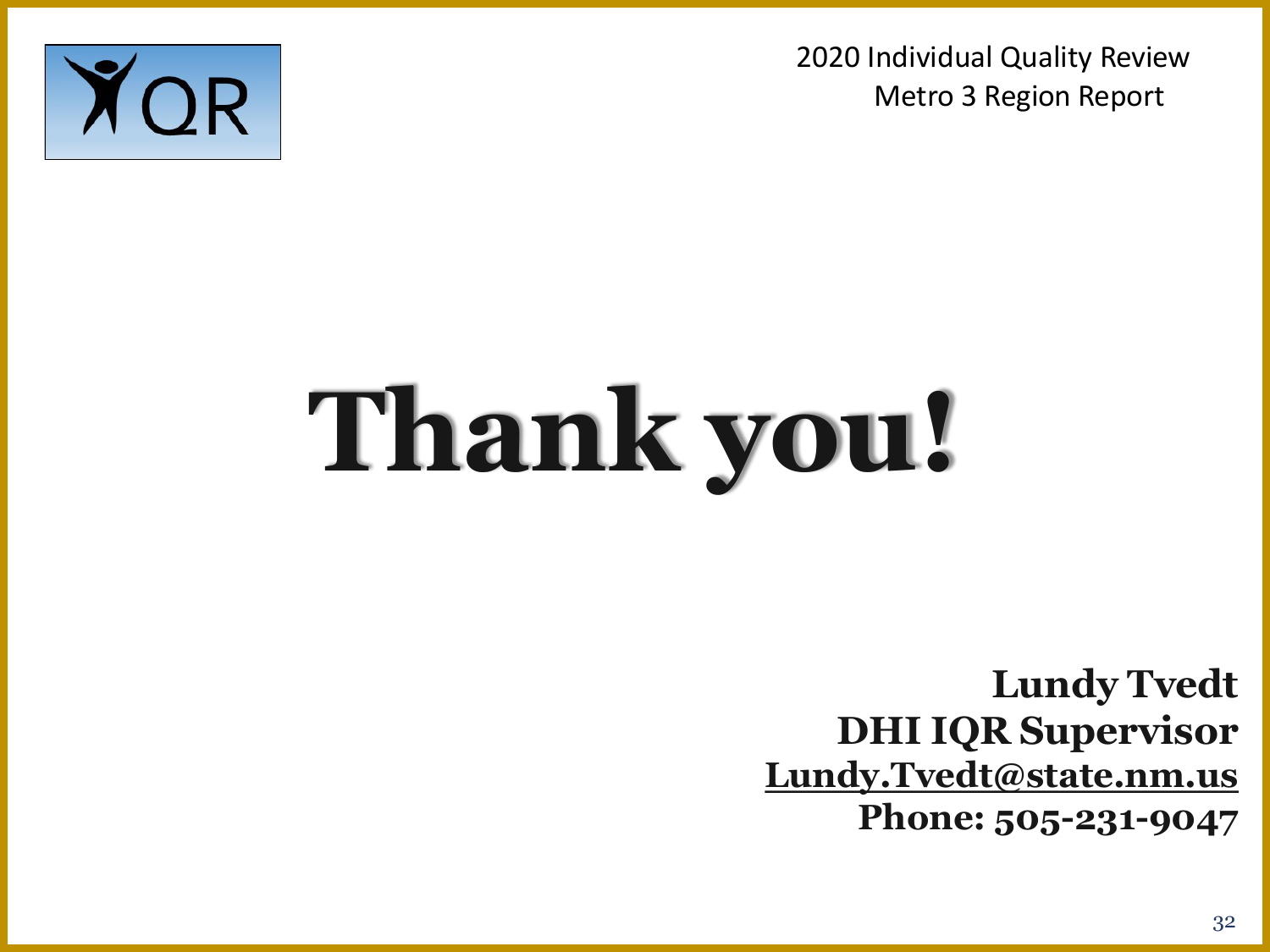2020 Individual Quality Review
Metro 3 Region Report

# Thank you!

**Lundy Tvedt**
**DHI IQR Supervisor**
**Lundy.Tvedt@state.nm.us**
**Phone: 505-231-9047**